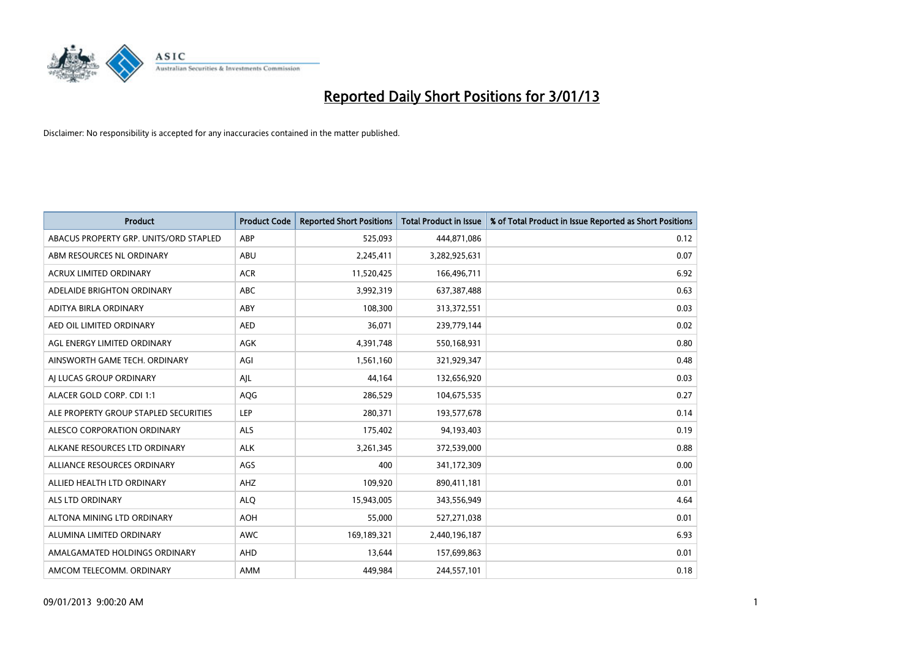# Reported Daily Short Positions for 3/01/13

Disclaimer: No responsibility is accepted for any inaccuracies contained in the matter published.

| Product | Product Code | Reported Short Positions | Total Product in Issue | % of Total Product in Issue Reported as Short Positions |
| --- | --- | --- | --- | --- |
| ABACUS PROPERTY GRP. UNITS/ORD STAPLED | ABP | 525,093 | 444,871,086 | 0.12 |
| ABM RESOURCES NL ORDINARY | ABU | 2,245,411 | 3,282,925,631 | 0.07 |
| ACRUX LIMITED ORDINARY | ACR | 11,520,425 | 166,496,711 | 6.92 |
| ADELAIDE BRIGHTON ORDINARY | ABC | 3,992,319 | 637,387,488 | 0.63 |
| ADITYA BIRLA ORDINARY | ABY | 108,300 | 313,372,551 | 0.03 |
| AED OIL LIMITED ORDINARY | AED | 36,071 | 239,779,144 | 0.02 |
| AGL ENERGY LIMITED ORDINARY | AGK | 4,391,748 | 550,168,931 | 0.80 |
| AINSWORTH GAME TECH. ORDINARY | AGI | 1,561,160 | 321,929,347 | 0.48 |
| AJ LUCAS GROUP ORDINARY | AJL | 44,164 | 132,656,920 | 0.03 |
| ALACER GOLD CORP. CDI 1:1 | AQG | 286,529 | 104,675,535 | 0.27 |
| ALE PROPERTY GROUP STAPLED SECURITIES | LEP | 280,371 | 193,577,678 | 0.14 |
| ALESCO CORPORATION ORDINARY | ALS | 175,402 | 94,193,403 | 0.19 |
| ALKANE RESOURCES LTD ORDINARY | ALK | 3,261,345 | 372,539,000 | 0.88 |
| ALLIANCE RESOURCES ORDINARY | AGS | 400 | 341,172,309 | 0.00 |
| ALLIED HEALTH LTD ORDINARY | AHZ | 109,920 | 890,411,181 | 0.01 |
| ALS LTD ORDINARY | ALQ | 15,943,005 | 343,556,949 | 4.64 |
| ALTONA MINING LTD ORDINARY | AOH | 55,000 | 527,271,038 | 0.01 |
| ALUMINA LIMITED ORDINARY | AWC | 169,189,321 | 2,440,196,187 | 6.93 |
| AMALGAMATED HOLDINGS ORDINARY | AHD | 13,644 | 157,699,863 | 0.01 |
| AMCOM TELECOMM. ORDINARY | AMM | 449,984 | 244,557,101 | 0.18 |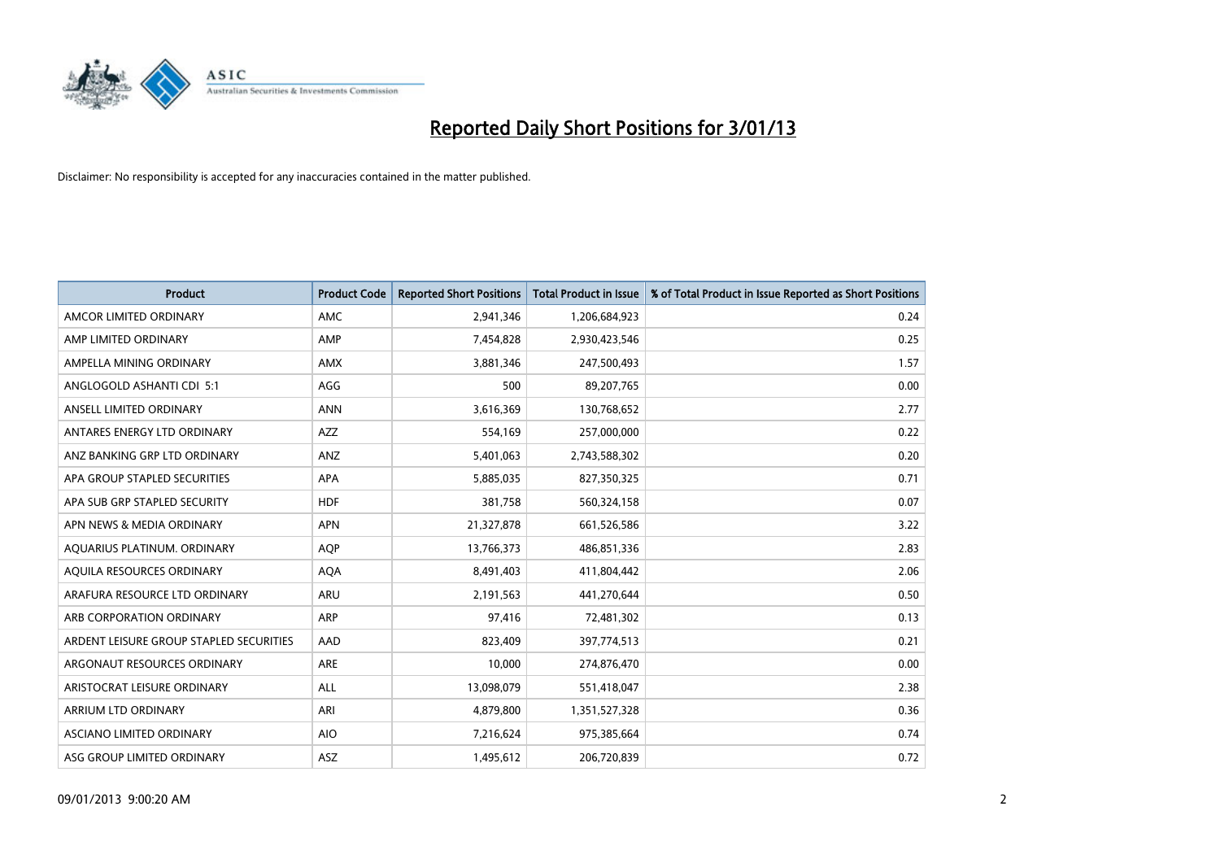# Reported Daily Short Positions for 3/01/13

Disclaimer: No responsibility is accepted for any inaccuracies contained in the matter published.

| Product | Product Code | Reported Short Positions | Total Product in Issue | % of Total Product in Issue Reported as Short Positions |
|---|---|---|---|---|
| AMCOR LIMITED ORDINARY | AMC | 2,941,346 | 1,206,684,923 | 0.24 |
| AMP LIMITED ORDINARY | AMP | 7,454,828 | 2,930,423,546 | 0.25 |
| AMPELLA MINING ORDINARY | AMX | 3,881,346 | 247,500,493 | 1.57 |
| ANGLOGOLD ASHANTI CDI 5:1 | AGG | 500 | 89,207,765 | 0.00 |
| ANSELL LIMITED ORDINARY | ANN | 3,616,369 | 130,768,652 | 2.77 |
| ANTARES ENERGY LTD ORDINARY | AZZ | 554,169 | 257,000,000 | 0.22 |
| ANZ BANKING GRP LTD ORDINARY | ANZ | 5,401,063 | 2,743,588,302 | 0.20 |
| APA GROUP STAPLED SECURITIES | APA | 5,885,035 | 827,350,325 | 0.71 |
| APA SUB GRP STAPLED SECURITY | HDF | 381,758 | 560,324,158 | 0.07 |
| APN NEWS & MEDIA ORDINARY | APN | 21,327,878 | 661,526,586 | 3.22 |
| AQUARIUS PLATINUM. ORDINARY | AQP | 13,766,373 | 486,851,336 | 2.83 |
| AQUILA RESOURCES ORDINARY | AQA | 8,491,403 | 411,804,442 | 2.06 |
| ARAFURA RESOURCE LTD ORDINARY | ARU | 2,191,563 | 441,270,644 | 0.50 |
| ARB CORPORATION ORDINARY | ARP | 97,416 | 72,481,302 | 0.13 |
| ARDENT LEISURE GROUP STAPLED SECURITIES | AAD | 823,409 | 397,774,513 | 0.21 |
| ARGONAUT RESOURCES ORDINARY | ARE | 10,000 | 274,876,470 | 0.00 |
| ARISTOCRAT LEISURE ORDINARY | ALL | 13,098,079 | 551,418,047 | 2.38 |
| ARRIUM LTD ORDINARY | ARI | 4,879,800 | 1,351,527,328 | 0.36 |
| ASCIANO LIMITED ORDINARY | AIO | 7,216,624 | 975,385,664 | 0.74 |
| ASG GROUP LIMITED ORDINARY | ASZ | 1,495,612 | 206,720,839 | 0.72 |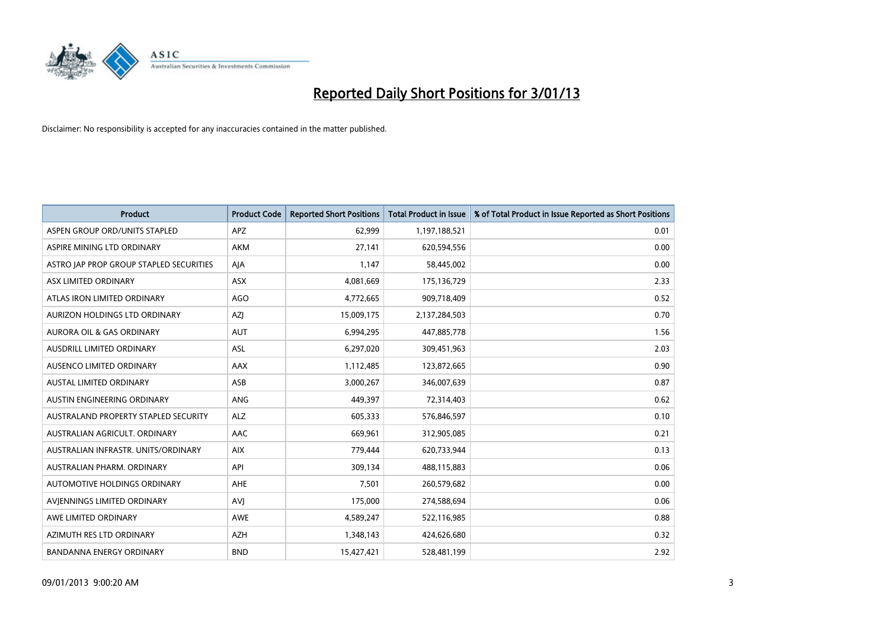# Reported Daily Short Positions for 3/01/13

Disclaimer: No responsibility is accepted for any inaccuracies contained in the matter published.

| Product | Product Code | Reported Short Positions | Total Product in Issue | % of Total Product in Issue Reported as Short Positions |
|---|---|---|---|---|
| ASPEN GROUP ORD/UNITS STAPLED | APZ | 62,999 | 1,197,188,521 | 0.01 |
| ASPIRE MINING LTD ORDINARY | AKM | 27,141 | 620,594,556 | 0.00 |
| ASTRO JAP PROP GROUP STAPLED SECURITIES | AJA | 1,147 | 58,445,002 | 0.00 |
| ASX LIMITED ORDINARY | ASX | 4,081,669 | 175,136,729 | 2.33 |
| ATLAS IRON LIMITED ORDINARY | AGO | 4,772,665 | 909,718,409 | 0.52 |
| AURIZON HOLDINGS LTD ORDINARY | AZJ | 15,009,175 | 2,137,284,503 | 0.70 |
| AURORA OIL & GAS ORDINARY | AUT | 6,994,295 | 447,885,778 | 1.56 |
| AUSDRILL LIMITED ORDINARY | ASL | 6,297,020 | 309,451,963 | 2.03 |
| AUSENCO LIMITED ORDINARY | AAX | 1,112,485 | 123,872,665 | 0.90 |
| AUSTAL LIMITED ORDINARY | ASB | 3,000,267 | 346,007,639 | 0.87 |
| AUSTIN ENGINEERING ORDINARY | ANG | 449,397 | 72,314,403 | 0.62 |
| AUSTRALAND PROPERTY STAPLED SECURITY | ALZ | 605,333 | 576,846,597 | 0.10 |
| AUSTRALIAN AGRICULT. ORDINARY | AAC | 669,961 | 312,905,085 | 0.21 |
| AUSTRALIAN INFRASTR. UNITS/ORDINARY | AIX | 779,444 | 620,733,944 | 0.13 |
| AUSTRALIAN PHARM. ORDINARY | API | 309,134 | 488,115,883 | 0.06 |
| AUTOMOTIVE HOLDINGS ORDINARY | AHE | 7,501 | 260,579,682 | 0.00 |
| AVJENNINGS LIMITED ORDINARY | AVJ | 175,000 | 274,588,694 | 0.06 |
| AWE LIMITED ORDINARY | AWE | 4,589,247 | 522,116,985 | 0.88 |
| AZIMUTH RES LTD ORDINARY | AZH | 1,348,143 | 424,626,680 | 0.32 |
| BANDANNA ENERGY ORDINARY | BND | 15,427,421 | 528,481,199 | 2.92 |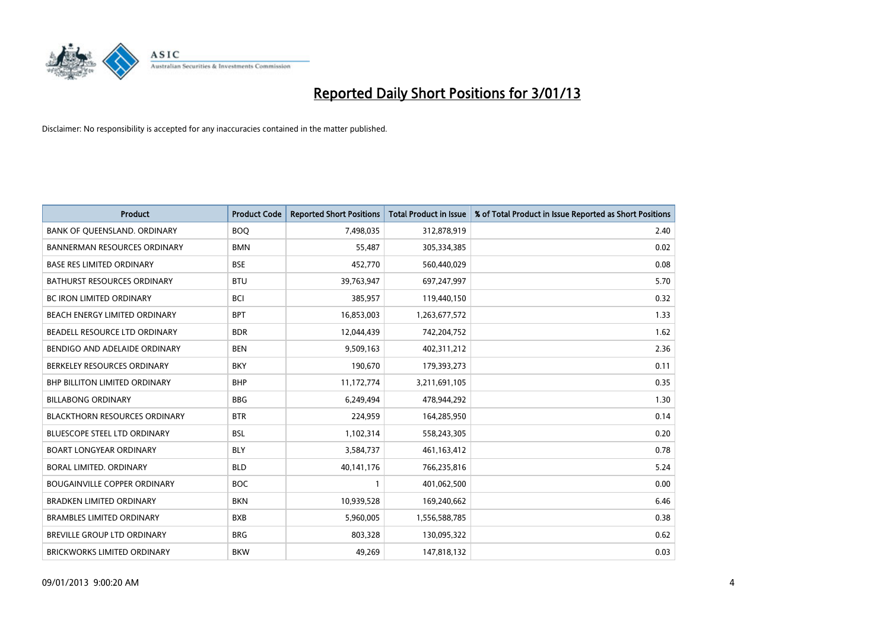# Reported Daily Short Positions for 3/01/13

Disclaimer: No responsibility is accepted for any inaccuracies contained in the matter published.

| Product | Product Code | Reported Short Positions | Total Product in Issue | % of Total Product in Issue Reported as Short Positions |
|---|---|---|---|---|
| BANK OF QUEENSLAND. ORDINARY | BOQ | 7,498,035 | 312,878,919 | 2.40 |
| BANNERMAN RESOURCES ORDINARY | BMN | 55,487 | 305,334,385 | 0.02 |
| BASE RES LIMITED ORDINARY | BSE | 452,770 | 560,440,029 | 0.08 |
| BATHURST RESOURCES ORDINARY | BTU | 39,763,947 | 697,247,997 | 5.70 |
| BC IRON LIMITED ORDINARY | BCI | 385,957 | 119,440,150 | 0.32 |
| BEACH ENERGY LIMITED ORDINARY | BPT | 16,853,003 | 1,263,677,572 | 1.33 |
| BEADELL RESOURCE LTD ORDINARY | BDR | 12,044,439 | 742,204,752 | 1.62 |
| BENDIGO AND ADELAIDE ORDINARY | BEN | 9,509,163 | 402,311,212 | 2.36 |
| BERKELEY RESOURCES ORDINARY | BKY | 190,670 | 179,393,273 | 0.11 |
| BHP BILLITON LIMITED ORDINARY | BHP | 11,172,774 | 3,211,691,105 | 0.35 |
| BILLABONG ORDINARY | BBG | 6,249,494 | 478,944,292 | 1.30 |
| BLACKTHORN RESOURCES ORDINARY | BTR | 224,959 | 164,285,950 | 0.14 |
| BLUESCOPE STEEL LTD ORDINARY | BSL | 1,102,314 | 558,243,305 | 0.20 |
| BOART LONGYEAR ORDINARY | BLY | 3,584,737 | 461,163,412 | 0.78 |
| BORAL LIMITED. ORDINARY | BLD | 40,141,176 | 766,235,816 | 5.24 |
| BOUGAINVILLE COPPER ORDINARY | BOC | 1 | 401,062,500 | 0.00 |
| BRADKEN LIMITED ORDINARY | BKN | 10,939,528 | 169,240,662 | 6.46 |
| BRAMBLES LIMITED ORDINARY | BXB | 5,960,005 | 1,556,588,785 | 0.38 |
| BREVILLE GROUP LTD ORDINARY | BRG | 803,328 | 130,095,322 | 0.62 |
| BRICKWORKS LIMITED ORDINARY | BKW | 49,269 | 147,818,132 | 0.03 |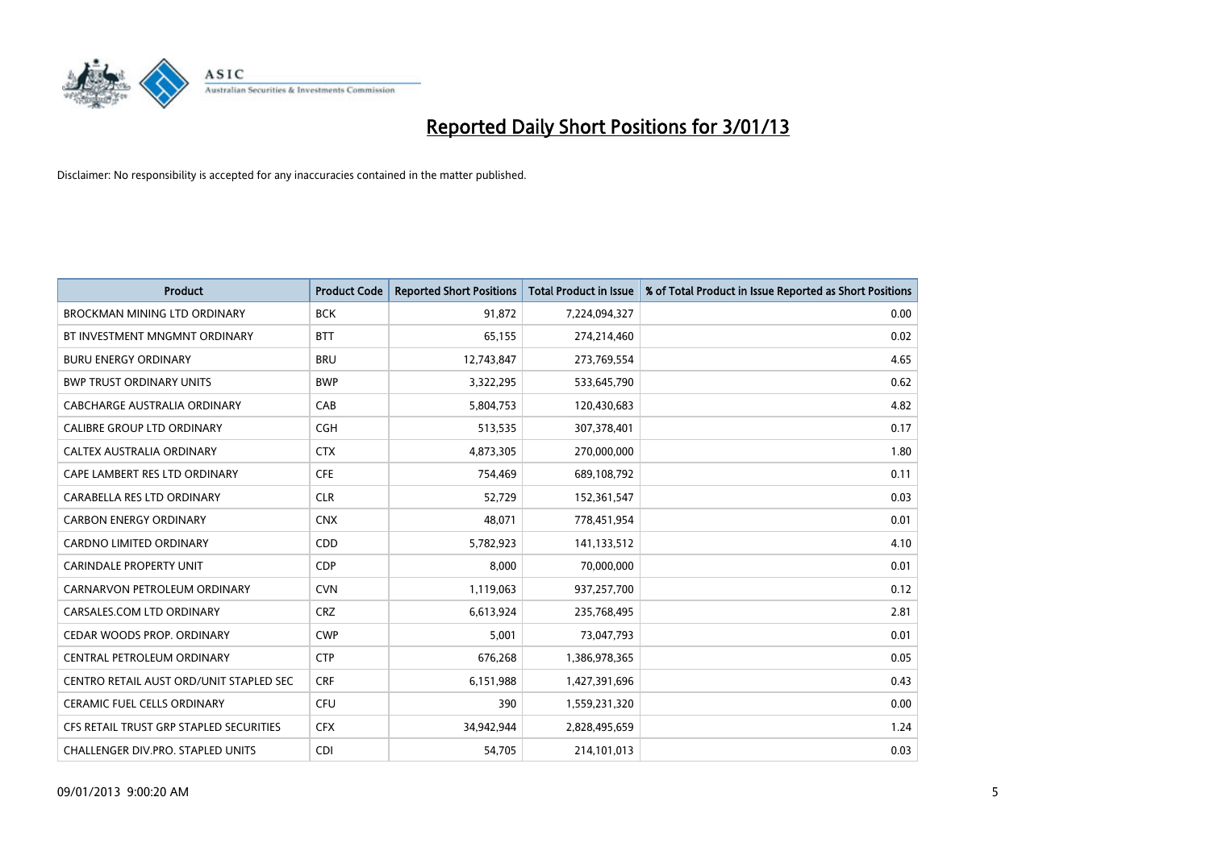# Reported Daily Short Positions for 3/01/13

Disclaimer: No responsibility is accepted for any inaccuracies contained in the matter published.

| Product | Product Code | Reported Short Positions | Total Product in Issue | % of Total Product in Issue Reported as Short Positions |
|---|---|---|---|---|
| BROCKMAN MINING LTD ORDINARY | BCK | 91,872 | 7,224,094,327 | 0.00 |
| BT INVESTMENT MNGMNT ORDINARY | BTT | 65,155 | 274,214,460 | 0.02 |
| BURU ENERGY ORDINARY | BRU | 12,743,847 | 273,769,554 | 4.65 |
| BWP TRUST ORDINARY UNITS | BWP | 3,322,295 | 533,645,790 | 0.62 |
| CABCHARGE AUSTRALIA ORDINARY | CAB | 5,804,753 | 120,430,683 | 4.82 |
| CALIBRE GROUP LTD ORDINARY | CGH | 513,535 | 307,378,401 | 0.17 |
| CALTEX AUSTRALIA ORDINARY | CTX | 4,873,305 | 270,000,000 | 1.80 |
| CAPE LAMBERT RES LTD ORDINARY | CFE | 754,469 | 689,108,792 | 0.11 |
| CARABELLA RES LTD ORDINARY | CLR | 52,729 | 152,361,547 | 0.03 |
| CARBON ENERGY ORDINARY | CNX | 48,071 | 778,451,954 | 0.01 |
| CARDNO LIMITED ORDINARY | CDD | 5,782,923 | 141,133,512 | 4.10 |
| CARINDALE PROPERTY UNIT | CDP | 8,000 | 70,000,000 | 0.01 |
| CARNARVON PETROLEUM ORDINARY | CVN | 1,119,063 | 937,257,700 | 0.12 |
| CARSALES.COM LTD ORDINARY | CRZ | 6,613,924 | 235,768,495 | 2.81 |
| CEDAR WOODS PROP. ORDINARY | CWP | 5,001 | 73,047,793 | 0.01 |
| CENTRAL PETROLEUM ORDINARY | CTP | 676,268 | 1,386,978,365 | 0.05 |
| CENTRO RETAIL AUST ORD/UNIT STAPLED SEC | CRF | 6,151,988 | 1,427,391,696 | 0.43 |
| CERAMIC FUEL CELLS ORDINARY | CFU | 390 | 1,559,231,320 | 0.00 |
| CFS RETAIL TRUST GRP STAPLED SECURITIES | CFX | 34,942,944 | 2,828,495,659 | 1.24 |
| CHALLENGER DIV.PRO. STAPLED UNITS | CDI | 54,705 | 214,101,013 | 0.03 |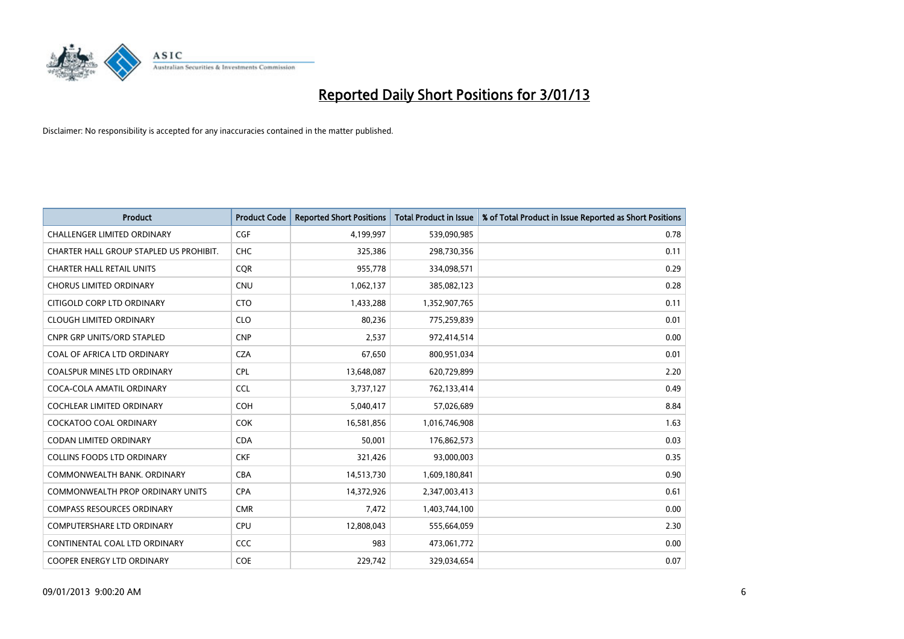# Reported Daily Short Positions for 3/01/13

Disclaimer: No responsibility is accepted for any inaccuracies contained in the matter published.

| Product | Product Code | Reported Short Positions | Total Product in Issue | % of Total Product in Issue Reported as Short Positions |
|---|---|---|---|---|
| CHALLENGER LIMITED ORDINARY | CGF | 4,199,997 | 539,090,985 | 0.78 |
| CHARTER HALL GROUP STAPLED US PROHIBIT. | CHC | 325,386 | 298,730,356 | 0.11 |
| CHARTER HALL RETAIL UNITS | CQR | 955,778 | 334,098,571 | 0.29 |
| CHORUS LIMITED ORDINARY | CNU | 1,062,137 | 385,082,123 | 0.28 |
| CITIGOLD CORP LTD ORDINARY | CTO | 1,433,288 | 1,352,907,765 | 0.11 |
| CLOUGH LIMITED ORDINARY | CLO | 80,236 | 775,259,839 | 0.01 |
| CNPR GRP UNITS/ORD STAPLED | CNP | 2,537 | 972,414,514 | 0.00 |
| COAL OF AFRICA LTD ORDINARY | CZA | 67,650 | 800,951,034 | 0.01 |
| COALSPUR MINES LTD ORDINARY | CPL | 13,648,087 | 620,729,899 | 2.20 |
| COCA-COLA AMATIL ORDINARY | CCL | 3,737,127 | 762,133,414 | 0.49 |
| COCHLEAR LIMITED ORDINARY | COH | 5,040,417 | 57,026,689 | 8.84 |
| COCKATOO COAL ORDINARY | COK | 16,581,856 | 1,016,746,908 | 1.63 |
| CODAN LIMITED ORDINARY | CDA | 50,001 | 176,862,573 | 0.03 |
| COLLINS FOODS LTD ORDINARY | CKF | 321,426 | 93,000,003 | 0.35 |
| COMMONWEALTH BANK. ORDINARY | CBA | 14,513,730 | 1,609,180,841 | 0.90 |
| COMMONWEALTH PROP ORDINARY UNITS | CPA | 14,372,926 | 2,347,003,413 | 0.61 |
| COMPASS RESOURCES ORDINARY | CMR | 7,472 | 1,403,744,100 | 0.00 |
| COMPUTERSHARE LTD ORDINARY | CPU | 12,808,043 | 555,664,059 | 2.30 |
| CONTINENTAL COAL LTD ORDINARY | CCC | 983 | 473,061,772 | 0.00 |
| COOPER ENERGY LTD ORDINARY | COE | 229,742 | 329,034,654 | 0.07 |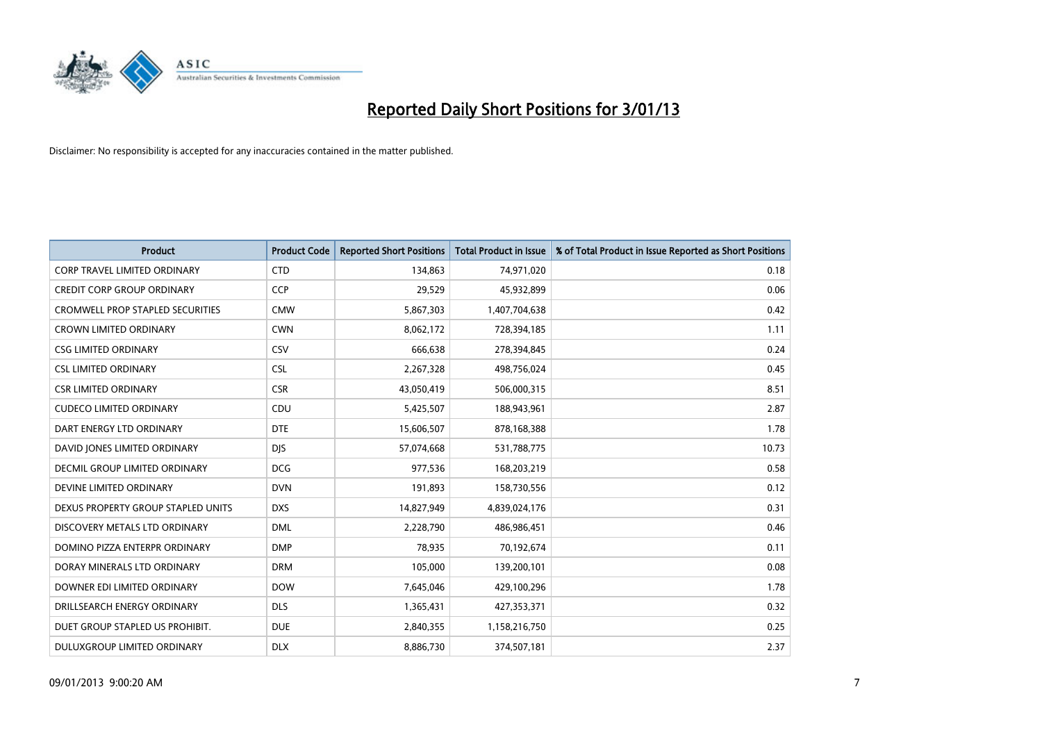# Reported Daily Short Positions for 3/01/13

Disclaimer: No responsibility is accepted for any inaccuracies contained in the matter published.

| Product | Product Code | Reported Short Positions | Total Product in Issue | % of Total Product in Issue Reported as Short Positions |
|---|---|---|---|---|
| CORP TRAVEL LIMITED ORDINARY | CTD | 134,863 | 74,971,020 | 0.18 |
| CREDIT CORP GROUP ORDINARY | CCP | 29,529 | 45,932,899 | 0.06 |
| CROMWELL PROP STAPLED SECURITIES | CMW | 5,867,303 | 1,407,704,638 | 0.42 |
| CROWN LIMITED ORDINARY | CWN | 8,062,172 | 728,394,185 | 1.11 |
| CSG LIMITED ORDINARY | CSV | 666,638 | 278,394,845 | 0.24 |
| CSL LIMITED ORDINARY | CSL | 2,267,328 | 498,756,024 | 0.45 |
| CSR LIMITED ORDINARY | CSR | 43,050,419 | 506,000,315 | 8.51 |
| CUDECO LIMITED ORDINARY | CDU | 5,425,507 | 188,943,961 | 2.87 |
| DART ENERGY LTD ORDINARY | DTE | 15,606,507 | 878,168,388 | 1.78 |
| DAVID JONES LIMITED ORDINARY | DJS | 57,074,668 | 531,788,775 | 10.73 |
| DECMIL GROUP LIMITED ORDINARY | DCG | 977,536 | 168,203,219 | 0.58 |
| DEVINE LIMITED ORDINARY | DVN | 191,893 | 158,730,556 | 0.12 |
| DEXUS PROPERTY GROUP STAPLED UNITS | DXS | 14,827,949 | 4,839,024,176 | 0.31 |
| DISCOVERY METALS LTD ORDINARY | DML | 2,228,790 | 486,986,451 | 0.46 |
| DOMINO PIZZA ENTERPR ORDINARY | DMP | 78,935 | 70,192,674 | 0.11 |
| DORAY MINERALS LTD ORDINARY | DRM | 105,000 | 139,200,101 | 0.08 |
| DOWNER EDI LIMITED ORDINARY | DOW | 7,645,046 | 429,100,296 | 1.78 |
| DRILLSEARCH ENERGY ORDINARY | DLS | 1,365,431 | 427,353,371 | 0.32 |
| DUET GROUP STAPLED US PROHIBIT. | DUE | 2,840,355 | 1,158,216,750 | 0.25 |
| DULUXGROUP LIMITED ORDINARY | DLX | 8,886,730 | 374,507,181 | 2.37 |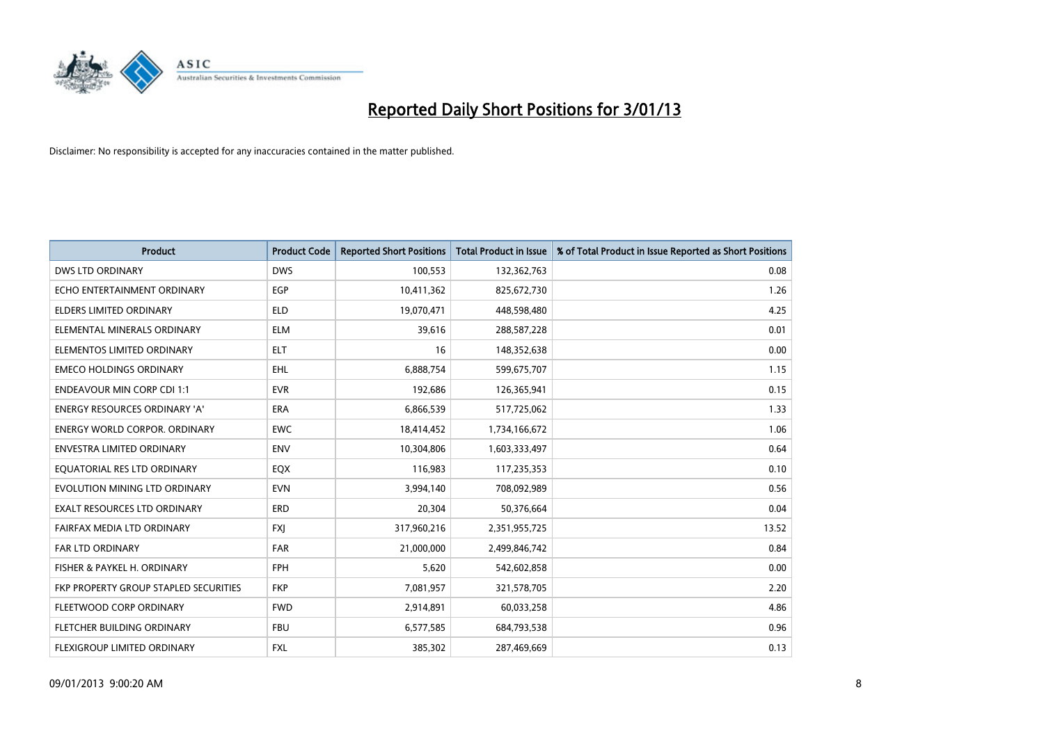# Reported Daily Short Positions for 3/01/13

Disclaimer: No responsibility is accepted for any inaccuracies contained in the matter published.

| Product | Product Code | Reported Short Positions | Total Product in Issue | % of Total Product in Issue Reported as Short Positions |
|---|---|---|---|---|
| DWS LTD ORDINARY | DWS | 100,553 | 132,362,763 | 0.08 |
| ECHO ENTERTAINMENT ORDINARY | EGP | 10,411,362 | 825,672,730 | 1.26 |
| ELDERS LIMITED ORDINARY | ELD | 19,070,471 | 448,598,480 | 4.25 |
| ELEMENTAL MINERALS ORDINARY | ELM | 39,616 | 288,587,228 | 0.01 |
| ELEMENTOS LIMITED ORDINARY | ELT | 16 | 148,352,638 | 0.00 |
| EMECO HOLDINGS ORDINARY | EHL | 6,888,754 | 599,675,707 | 1.15 |
| ENDEAVOUR MIN CORP CDI 1:1 | EVR | 192,686 | 126,365,941 | 0.15 |
| ENERGY RESOURCES ORDINARY 'A' | ERA | 6,866,539 | 517,725,062 | 1.33 |
| ENERGY WORLD CORPOR. ORDINARY | EWC | 18,414,452 | 1,734,166,672 | 1.06 |
| ENVESTRA LIMITED ORDINARY | ENV | 10,304,806 | 1,603,333,497 | 0.64 |
| EQUATORIAL RES LTD ORDINARY | EQX | 116,983 | 117,235,353 | 0.10 |
| EVOLUTION MINING LTD ORDINARY | EVN | 3,994,140 | 708,092,989 | 0.56 |
| EXALT RESOURCES LTD ORDINARY | ERD | 20,304 | 50,376,664 | 0.04 |
| FAIRFAX MEDIA LTD ORDINARY | FXJ | 317,960,216 | 2,351,955,725 | 13.52 |
| FAR LTD ORDINARY | FAR | 21,000,000 | 2,499,846,742 | 0.84 |
| FISHER & PAYKEL H. ORDINARY | FPH | 5,620 | 542,602,858 | 0.00 |
| FKP PROPERTY GROUP STAPLED SECURITIES | FKP | 7,081,957 | 321,578,705 | 2.20 |
| FLEETWOOD CORP ORDINARY | FWD | 2,914,891 | 60,033,258 | 4.86 |
| FLETCHER BUILDING ORDINARY | FBU | 6,577,585 | 684,793,538 | 0.96 |
| FLEXIGROUP LIMITED ORDINARY | FXL | 385,302 | 287,469,669 | 0.13 |

09/01/2013 9:00:20 AM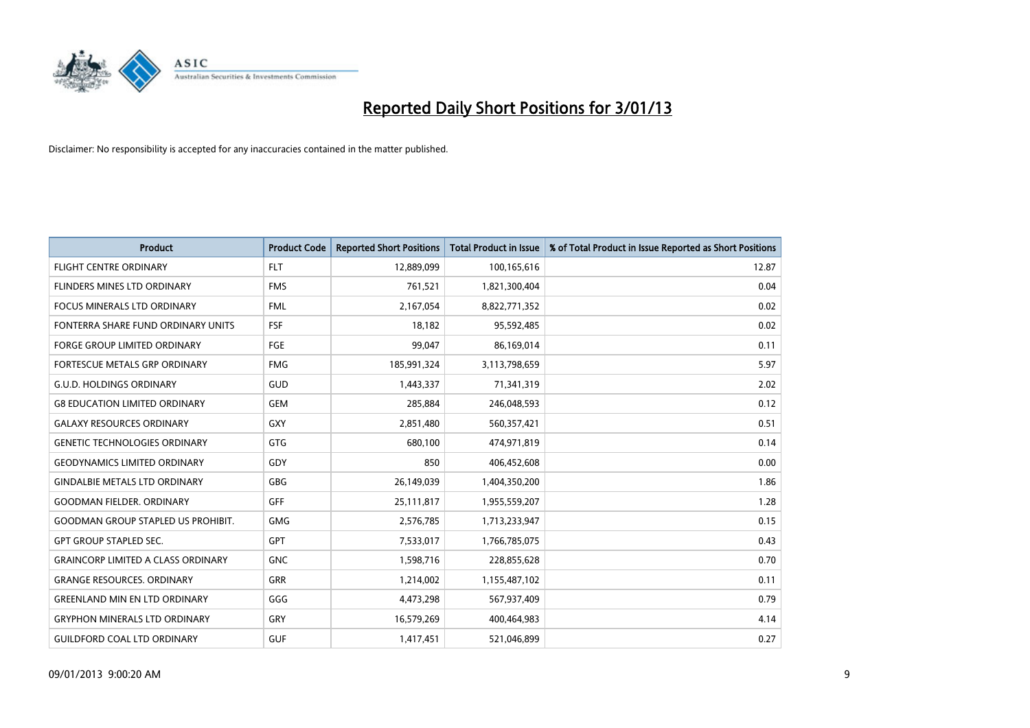# Reported Daily Short Positions for 3/01/13

Disclaimer: No responsibility is accepted for any inaccuracies contained in the matter published.

| Product | Product Code | Reported Short Positions | Total Product in Issue | % of Total Product in Issue Reported as Short Positions |
| --- | --- | --- | --- | --- |
| FLIGHT CENTRE ORDINARY | FLT | 12,889,099 | 100,165,616 | 12.87 |
| FLINDERS MINES LTD ORDINARY | FMS | 761,521 | 1,821,300,404 | 0.04 |
| FOCUS MINERALS LTD ORDINARY | FML | 2,167,054 | 8,822,771,352 | 0.02 |
| FONTERRA SHARE FUND ORDINARY UNITS | FSF | 18,182 | 95,592,485 | 0.02 |
| FORGE GROUP LIMITED ORDINARY | FGE | 99,047 | 86,169,014 | 0.11 |
| FORTESCUE METALS GRP ORDINARY | FMG | 185,991,324 | 3,113,798,659 | 5.97 |
| G.U.D. HOLDINGS ORDINARY | GUD | 1,443,337 | 71,341,319 | 2.02 |
| G8 EDUCATION LIMITED ORDINARY | GEM | 285,884 | 246,048,593 | 0.12 |
| GALAXY RESOURCES ORDINARY | GXY | 2,851,480 | 560,357,421 | 0.51 |
| GENETIC TECHNOLOGIES ORDINARY | GTG | 680,100 | 474,971,819 | 0.14 |
| GEODYNAMICS LIMITED ORDINARY | GDY | 850 | 406,452,608 | 0.00 |
| GINDALBIE METALS LTD ORDINARY | GBG | 26,149,039 | 1,404,350,200 | 1.86 |
| GOODMAN FIELDER. ORDINARY | GFF | 25,111,817 | 1,955,559,207 | 1.28 |
| GOODMAN GROUP STAPLED US PROHIBIT. | GMG | 2,576,785 | 1,713,233,947 | 0.15 |
| GPT GROUP STAPLED SEC. | GPT | 7,533,017 | 1,766,785,075 | 0.43 |
| GRAINCORP LIMITED A CLASS ORDINARY | GNC | 1,598,716 | 228,855,628 | 0.70 |
| GRANGE RESOURCES. ORDINARY | GRR | 1,214,002 | 1,155,487,102 | 0.11 |
| GREENLAND MIN EN LTD ORDINARY | GGG | 4,473,298 | 567,937,409 | 0.79 |
| GRYPHON MINERALS LTD ORDINARY | GRY | 16,579,269 | 400,464,983 | 4.14 |
| GUILDFORD COAL LTD ORDINARY | GUF | 1,417,451 | 521,046,899 | 0.27 |

09/01/2013 9:00:20 AM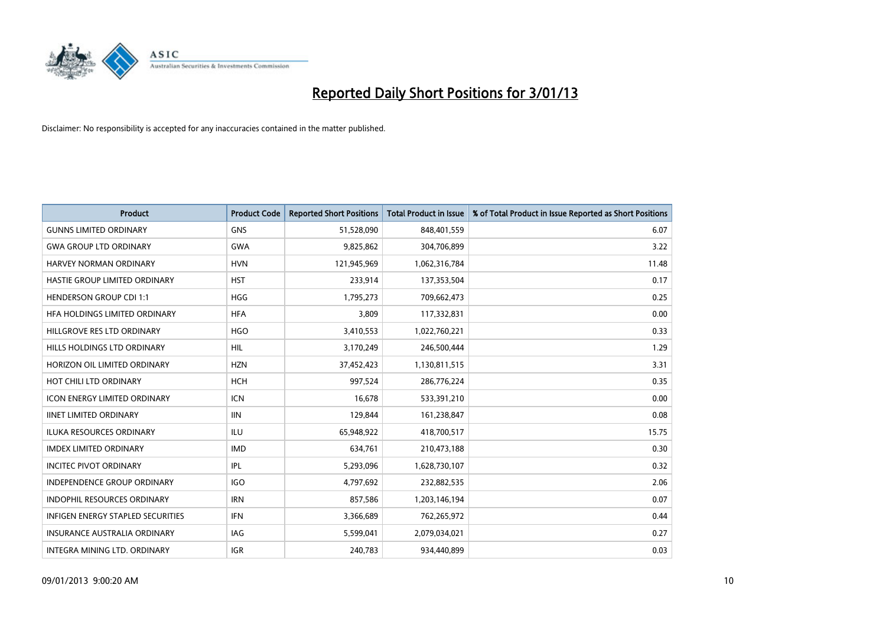# Reported Daily Short Positions for 3/01/13

Disclaimer: No responsibility is accepted for any inaccuracies contained in the matter published.

| Product | Product Code | Reported Short Positions | Total Product in Issue | % of Total Product in Issue Reported as Short Positions |
|---|---|---|---|---|
| GUNNS LIMITED ORDINARY | GNS | 51,528,090 | 848,401,559 | 6.07 |
| GWA GROUP LTD ORDINARY | GWA | 9,825,862 | 304,706,899 | 3.22 |
| HARVEY NORMAN ORDINARY | HVN | 121,945,969 | 1,062,316,784 | 11.48 |
| HASTIE GROUP LIMITED ORDINARY | HST | 233,914 | 137,353,504 | 0.17 |
| HENDERSON GROUP CDI 1:1 | HGG | 1,795,273 | 709,662,473 | 0.25 |
| HFA HOLDINGS LIMITED ORDINARY | HFA | 3,809 | 117,332,831 | 0.00 |
| HILLGROVE RES LTD ORDINARY | HGO | 3,410,553 | 1,022,760,221 | 0.33 |
| HILLS HOLDINGS LTD ORDINARY | HIL | 3,170,249 | 246,500,444 | 1.29 |
| HORIZON OIL LIMITED ORDINARY | HZN | 37,452,423 | 1,130,811,515 | 3.31 |
| HOT CHILI LTD ORDINARY | HCH | 997,524 | 286,776,224 | 0.35 |
| ICON ENERGY LIMITED ORDINARY | ICN | 16,678 | 533,391,210 | 0.00 |
| IINET LIMITED ORDINARY | IIN | 129,844 | 161,238,847 | 0.08 |
| ILUKA RESOURCES ORDINARY | ILU | 65,948,922 | 418,700,517 | 15.75 |
| IMDEX LIMITED ORDINARY | IMD | 634,761 | 210,473,188 | 0.30 |
| INCITEC PIVOT ORDINARY | IPL | 5,293,096 | 1,628,730,107 | 0.32 |
| INDEPENDENCE GROUP ORDINARY | IGO | 4,797,692 | 232,882,535 | 2.06 |
| INDOPHIL RESOURCES ORDINARY | IRN | 857,586 | 1,203,146,194 | 0.07 |
| INFIGEN ENERGY STAPLED SECURITIES | IFN | 3,366,689 | 762,265,972 | 0.44 |
| INSURANCE AUSTRALIA ORDINARY | IAG | 5,599,041 | 2,079,034,021 | 0.27 |
| INTEGRA MINING LTD. ORDINARY | IGR | 240,783 | 934,440,899 | 0.03 |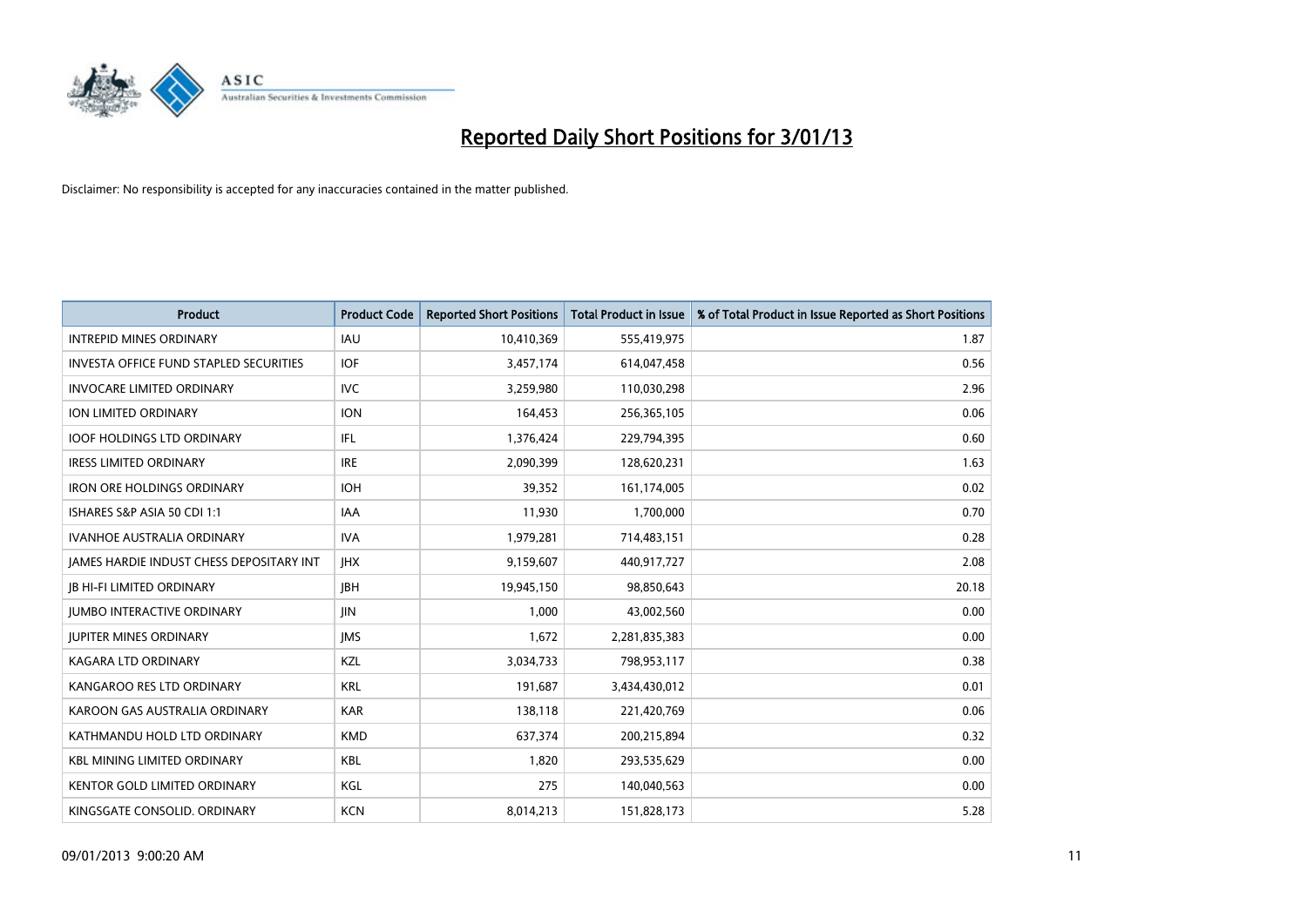# Reported Daily Short Positions for 3/01/13

Disclaimer: No responsibility is accepted for any inaccuracies contained in the matter published.

| Product | Product Code | Reported Short Positions | Total Product in Issue | % of Total Product in Issue Reported as Short Positions |
|---|---|---|---|---|
| INTREPID MINES ORDINARY | IAU | 10,410,369 | 555,419,975 | 1.87 |
| INVESTA OFFICE FUND STAPLED SECURITIES | IOF | 3,457,174 | 614,047,458 | 0.56 |
| INVOCARE LIMITED ORDINARY | IVC | 3,259,980 | 110,030,298 | 2.96 |
| ION LIMITED ORDINARY | ION | 164,453 | 256,365,105 | 0.06 |
| IOOF HOLDINGS LTD ORDINARY | IFL | 1,376,424 | 229,794,395 | 0.60 |
| IRESS LIMITED ORDINARY | IRE | 2,090,399 | 128,620,231 | 1.63 |
| IRON ORE HOLDINGS ORDINARY | IOH | 39,352 | 161,174,005 | 0.02 |
| ISHARES S&P ASIA 50 CDI 1:1 | IAA | 11,930 | 1,700,000 | 0.70 |
| IVANHOE AUSTRALIA ORDINARY | IVA | 1,979,281 | 714,483,151 | 0.28 |
| JAMES HARDIE INDUST CHESS DEPOSITARY INT | JHX | 9,159,607 | 440,917,727 | 2.08 |
| JB HI-FI LIMITED ORDINARY | JBH | 19,945,150 | 98,850,643 | 20.18 |
| JUMBO INTERACTIVE ORDINARY | JIN | 1,000 | 43,002,560 | 0.00 |
| JUPITER MINES ORDINARY | JMS | 1,672 | 2,281,835,383 | 0.00 |
| KAGARA LTD ORDINARY | KZL | 3,034,733 | 798,953,117 | 0.38 |
| KANGAROO RES LTD ORDINARY | KRL | 191,687 | 3,434,430,012 | 0.01 |
| KAROON GAS AUSTRALIA ORDINARY | KAR | 138,118 | 221,420,769 | 0.06 |
| KATHMANDU HOLD LTD ORDINARY | KMD | 637,374 | 200,215,894 | 0.32 |
| KBL MINING LIMITED ORDINARY | KBL | 1,820 | 293,535,629 | 0.00 |
| KENTOR GOLD LIMITED ORDINARY | KGL | 275 | 140,040,563 | 0.00 |
| KINGSGATE CONSOLID. ORDINARY | KCN | 8,014,213 | 151,828,173 | 5.28 |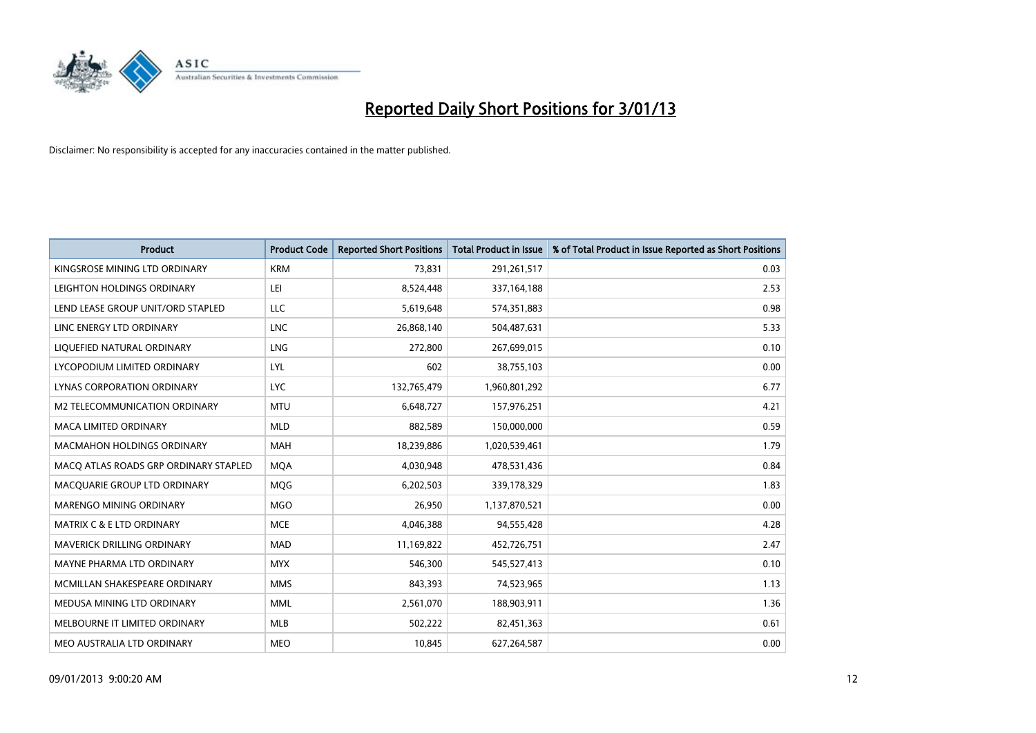# Reported Daily Short Positions for 3/01/13

Disclaimer: No responsibility is accepted for any inaccuracies contained in the matter published.

| Product | Product Code | Reported Short Positions | Total Product in Issue | % of Total Product in Issue Reported as Short Positions |
|---|---|---|---|---|
| KINGSROSE MINING LTD ORDINARY | KRM | 73,831 | 291,261,517 | 0.03 |
| LEIGHTON HOLDINGS ORDINARY | LEI | 8,524,448 | 337,164,188 | 2.53 |
| LEND LEASE GROUP UNIT/ORD STAPLED | LLC | 5,619,648 | 574,351,883 | 0.98 |
| LINC ENERGY LTD ORDINARY | LNC | 26,868,140 | 504,487,631 | 5.33 |
| LIQUEFIED NATURAL ORDINARY | LNG | 272,800 | 267,699,015 | 0.10 |
| LYCOPODIUM LIMITED ORDINARY | LYL | 602 | 38,755,103 | 0.00 |
| LYNAS CORPORATION ORDINARY | LYC | 132,765,479 | 1,960,801,292 | 6.77 |
| M2 TELECOMMUNICATION ORDINARY | MTU | 6,648,727 | 157,976,251 | 4.21 |
| MACA LIMITED ORDINARY | MLD | 882,589 | 150,000,000 | 0.59 |
| MACMAHON HOLDINGS ORDINARY | MAH | 18,239,886 | 1,020,539,461 | 1.79 |
| MACQ ATLAS ROADS GRP ORDINARY STAPLED | MQA | 4,030,948 | 478,531,436 | 0.84 |
| MACQUARIE GROUP LTD ORDINARY | MQG | 6,202,503 | 339,178,329 | 1.83 |
| MARENGO MINING ORDINARY | MGO | 26,950 | 1,137,870,521 | 0.00 |
| MATRIX C & E LTD ORDINARY | MCE | 4,046,388 | 94,555,428 | 4.28 |
| MAVERICK DRILLING ORDINARY | MAD | 11,169,822 | 452,726,751 | 2.47 |
| MAYNE PHARMA LTD ORDINARY | MYX | 546,300 | 545,527,413 | 0.10 |
| MCMILLAN SHAKESPEARE ORDINARY | MMS | 843,393 | 74,523,965 | 1.13 |
| MEDUSA MINING LTD ORDINARY | MML | 2,561,070 | 188,903,911 | 1.36 |
| MELBOURNE IT LIMITED ORDINARY | MLB | 502,222 | 82,451,363 | 0.61 |
| MEO AUSTRALIA LTD ORDINARY | MEO | 10,845 | 627,264,587 | 0.00 |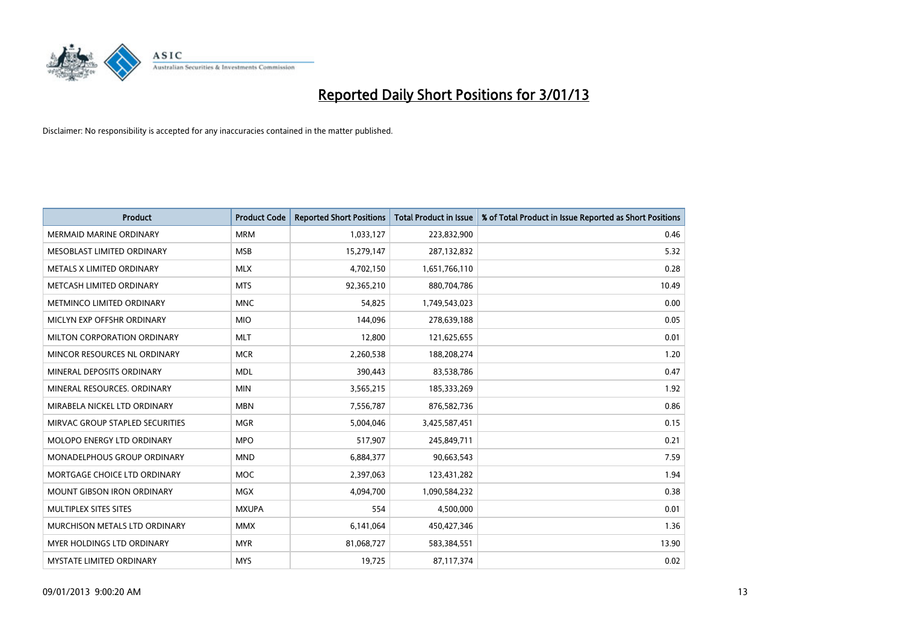# Reported Daily Short Positions for 3/01/13

Disclaimer: No responsibility is accepted for any inaccuracies contained in the matter published.

| Product | Product Code | Reported Short Positions | Total Product in Issue | % of Total Product in Issue Reported as Short Positions |
|---|---|---|---|---|
| MERMAID MARINE ORDINARY | MRM | 1,033,127 | 223,832,900 | 0.46 |
| MESOBLAST LIMITED ORDINARY | MSB | 15,279,147 | 287,132,832 | 5.32 |
| METALS X LIMITED ORDINARY | MLX | 4,702,150 | 1,651,766,110 | 0.28 |
| METCASH LIMITED ORDINARY | MTS | 92,365,210 | 880,704,786 | 10.49 |
| METMINCO LIMITED ORDINARY | MNC | 54,825 | 1,749,543,023 | 0.00 |
| MICLYN EXP OFFSHR ORDINARY | MIO | 144,096 | 278,639,188 | 0.05 |
| MILTON CORPORATION ORDINARY | MLT | 12,800 | 121,625,655 | 0.01 |
| MINCOR RESOURCES NL ORDINARY | MCR | 2,260,538 | 188,208,274 | 1.20 |
| MINERAL DEPOSITS ORDINARY | MDL | 390,443 | 83,538,786 | 0.47 |
| MINERAL RESOURCES. ORDINARY | MIN | 3,565,215 | 185,333,269 | 1.92 |
| MIRABELA NICKEL LTD ORDINARY | MBN | 7,556,787 | 876,582,736 | 0.86 |
| MIRVAC GROUP STAPLED SECURITIES | MGR | 5,004,046 | 3,425,587,451 | 0.15 |
| MOLOPO ENERGY LTD ORDINARY | MPO | 517,907 | 245,849,711 | 0.21 |
| MONADELPHOUS GROUP ORDINARY | MND | 6,884,377 | 90,663,543 | 7.59 |
| MORTGAGE CHOICE LTD ORDINARY | MOC | 2,397,063 | 123,431,282 | 1.94 |
| MOUNT GIBSON IRON ORDINARY | MGX | 4,094,700 | 1,090,584,232 | 0.38 |
| MULTIPLEX SITES SITES | MXUPA | 554 | 4,500,000 | 0.01 |
| MURCHISON METALS LTD ORDINARY | MMX | 6,141,064 | 450,427,346 | 1.36 |
| MYER HOLDINGS LTD ORDINARY | MYR | 81,068,727 | 583,384,551 | 13.90 |
| MYSTATE LIMITED ORDINARY | MYS | 19,725 | 87,117,374 | 0.02 |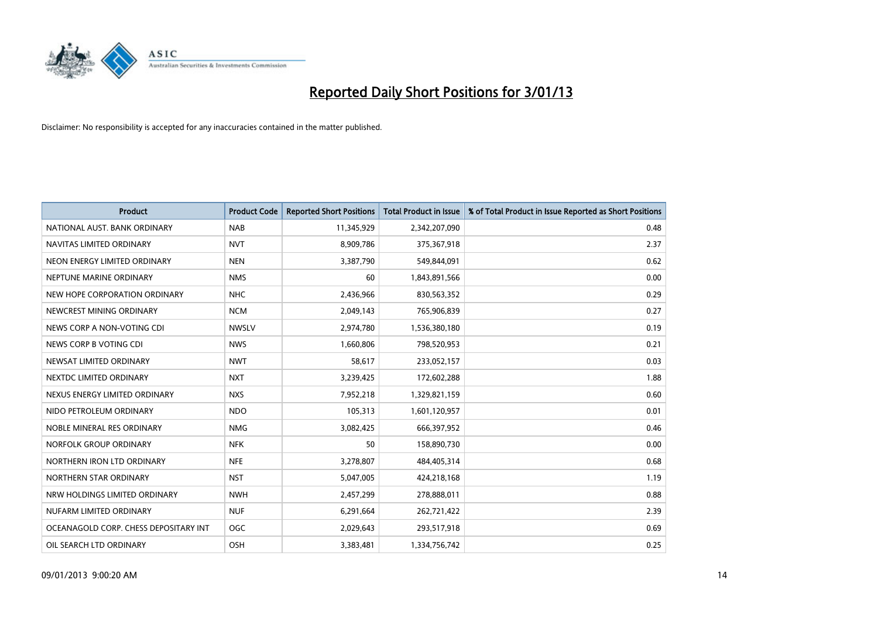# Reported Daily Short Positions for 3/01/13

Disclaimer: No responsibility is accepted for any inaccuracies contained in the matter published.

| Product | Product Code | Reported Short Positions | Total Product in Issue | % of Total Product in Issue Reported as Short Positions |
|---|---|---|---|---|
| NATIONAL AUST. BANK ORDINARY | NAB | 11,345,929 | 2,342,207,090 | 0.48 |
| NAVITAS LIMITED ORDINARY | NVT | 8,909,786 | 375,367,918 | 2.37 |
| NEON ENERGY LIMITED ORDINARY | NEN | 3,387,790 | 549,844,091 | 0.62 |
| NEPTUNE MARINE ORDINARY | NMS | 60 | 1,843,891,566 | 0.00 |
| NEW HOPE CORPORATION ORDINARY | NHC | 2,436,966 | 830,563,352 | 0.29 |
| NEWCREST MINING ORDINARY | NCM | 2,049,143 | 765,906,839 | 0.27 |
| NEWS CORP A NON-VOTING CDI | NWSLV | 2,974,780 | 1,536,380,180 | 0.19 |
| NEWS CORP B VOTING CDI | NWS | 1,660,806 | 798,520,953 | 0.21 |
| NEWSAT LIMITED ORDINARY | NWT | 58,617 | 233,052,157 | 0.03 |
| NEXTDC LIMITED ORDINARY | NXT | 3,239,425 | 172,602,288 | 1.88 |
| NEXUS ENERGY LIMITED ORDINARY | NXS | 7,952,218 | 1,329,821,159 | 0.60 |
| NIDO PETROLEUM ORDINARY | NDO | 105,313 | 1,601,120,957 | 0.01 |
| NOBLE MINERAL RES ORDINARY | NMG | 3,082,425 | 666,397,952 | 0.46 |
| NORFOLK GROUP ORDINARY | NFK | 50 | 158,890,730 | 0.00 |
| NORTHERN IRON LTD ORDINARY | NFE | 3,278,807 | 484,405,314 | 0.68 |
| NORTHERN STAR ORDINARY | NST | 5,047,005 | 424,218,168 | 1.19 |
| NRW HOLDINGS LIMITED ORDINARY | NWH | 2,457,299 | 278,888,011 | 0.88 |
| NUFARM LIMITED ORDINARY | NUF | 6,291,664 | 262,721,422 | 2.39 |
| OCEANAGOLD CORP. CHESS DEPOSITARY INT | OGC | 2,029,643 | 293,517,918 | 0.69 |
| OIL SEARCH LTD ORDINARY | OSH | 3,383,481 | 1,334,756,742 | 0.25 |

09/01/2013 9:00:20 AM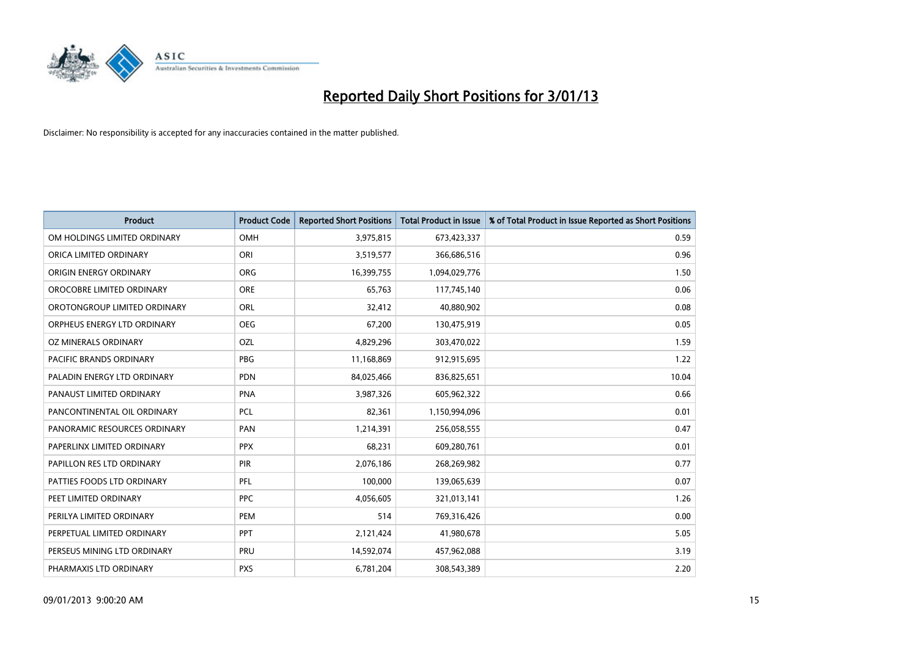# Reported Daily Short Positions for 3/01/13

Disclaimer: No responsibility is accepted for any inaccuracies contained in the matter published.

| Product | Product Code | Reported Short Positions | Total Product in Issue | % of Total Product in Issue Reported as Short Positions |
|---|---|---|---|---|
| OM HOLDINGS LIMITED ORDINARY | OMH | 3,975,815 | 673,423,337 | 0.59 |
| ORICA LIMITED ORDINARY | ORI | 3,519,577 | 366,686,516 | 0.96 |
| ORIGIN ENERGY ORDINARY | ORG | 16,399,755 | 1,094,029,776 | 1.50 |
| OROCOBRE LIMITED ORDINARY | ORE | 65,763 | 117,745,140 | 0.06 |
| OROTONGROUP LIMITED ORDINARY | ORL | 32,412 | 40,880,902 | 0.08 |
| ORPHEUS ENERGY LTD ORDINARY | OEG | 67,200 | 130,475,919 | 0.05 |
| OZ MINERALS ORDINARY | OZL | 4,829,296 | 303,470,022 | 1.59 |
| PACIFIC BRANDS ORDINARY | PBG | 11,168,869 | 912,915,695 | 1.22 |
| PALADIN ENERGY LTD ORDINARY | PDN | 84,025,466 | 836,825,651 | 10.04 |
| PANAUST LIMITED ORDINARY | PNA | 3,987,326 | 605,962,322 | 0.66 |
| PANCONTINENTAL OIL ORDINARY | PCL | 82,361 | 1,150,994,096 | 0.01 |
| PANORAMIC RESOURCES ORDINARY | PAN | 1,214,391 | 256,058,555 | 0.47 |
| PAPERLINX LIMITED ORDINARY | PPX | 68,231 | 609,280,761 | 0.01 |
| PAPILLON RES LTD ORDINARY | PIR | 2,076,186 | 268,269,982 | 0.77 |
| PATTIES FOODS LTD ORDINARY | PFL | 100,000 | 139,065,639 | 0.07 |
| PEET LIMITED ORDINARY | PPC | 4,056,605 | 321,013,141 | 1.26 |
| PERILYA LIMITED ORDINARY | PEM | 514 | 769,316,426 | 0.00 |
| PERPETUAL LIMITED ORDINARY | PPT | 2,121,424 | 41,980,678 | 5.05 |
| PERSEUS MINING LTD ORDINARY | PRU | 14,592,074 | 457,962,088 | 3.19 |
| PHARMAXIS LTD ORDINARY | PXS | 6,781,204 | 308,543,389 | 2.20 |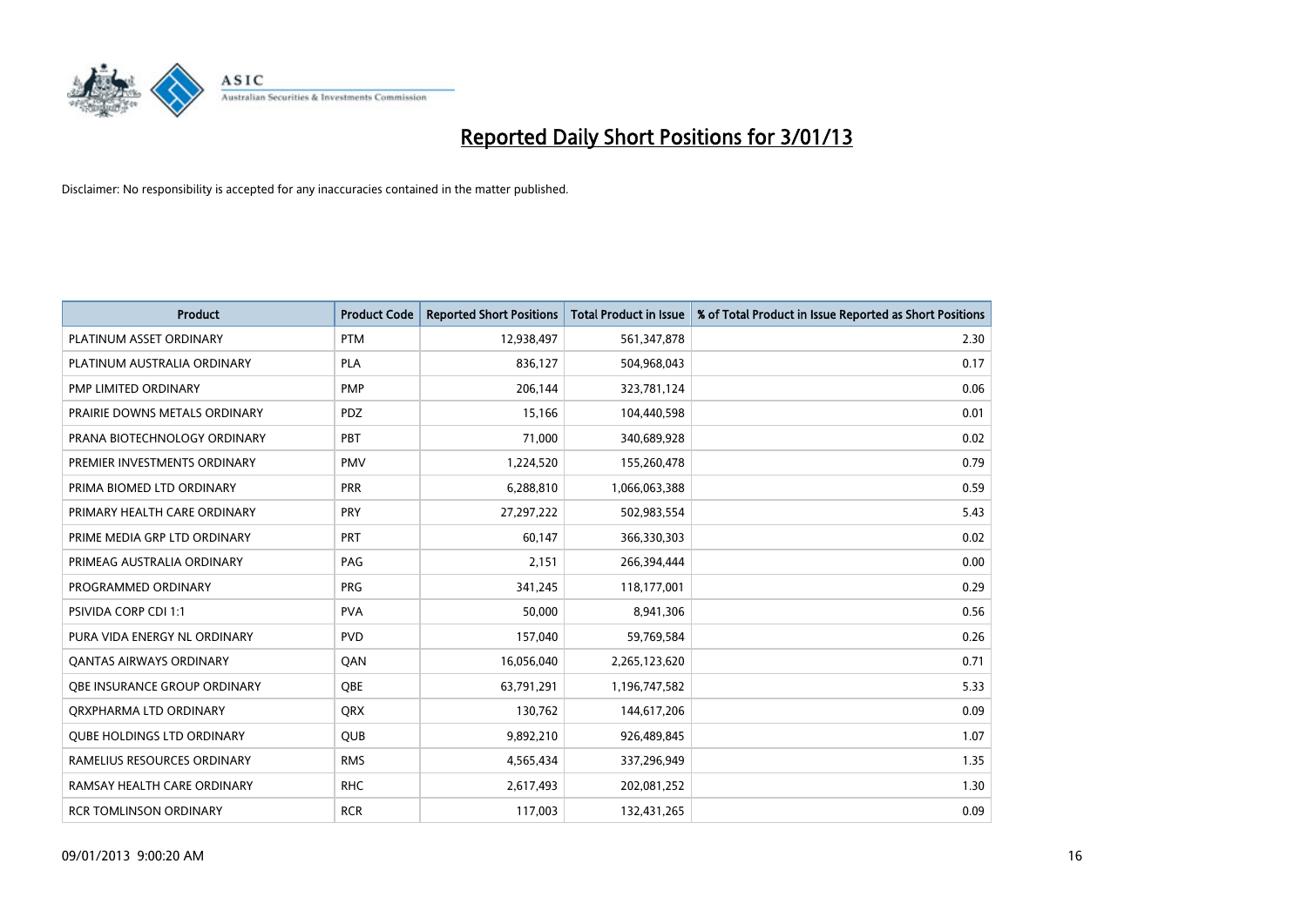# Reported Daily Short Positions for 3/01/13

Disclaimer: No responsibility is accepted for any inaccuracies contained in the matter published.

| Product | Product Code | Reported Short Positions | Total Product in Issue | % of Total Product in Issue Reported as Short Positions |
|---|---|---|---|---|
| PLATINUM ASSET ORDINARY | PTM | 12,938,497 | 561,347,878 | 2.30 |
| PLATINUM AUSTRALIA ORDINARY | PLA | 836,127 | 504,968,043 | 0.17 |
| PMP LIMITED ORDINARY | PMP | 206,144 | 323,781,124 | 0.06 |
| PRAIRIE DOWNS METALS ORDINARY | PDZ | 15,166 | 104,440,598 | 0.01 |
| PRANA BIOTECHNOLOGY ORDINARY | PBT | 71,000 | 340,689,928 | 0.02 |
| PREMIER INVESTMENTS ORDINARY | PMV | 1,224,520 | 155,260,478 | 0.79 |
| PRIMA BIOMED LTD ORDINARY | PRR | 6,288,810 | 1,066,063,388 | 0.59 |
| PRIMARY HEALTH CARE ORDINARY | PRY | 27,297,222 | 502,983,554 | 5.43 |
| PRIME MEDIA GRP LTD ORDINARY | PRT | 60,147 | 366,330,303 | 0.02 |
| PRIMEAG AUSTRALIA ORDINARY | PAG | 2,151 | 266,394,444 | 0.00 |
| PROGRAMMED ORDINARY | PRG | 341,245 | 118,177,001 | 0.29 |
| PSIVIDA CORP CDI 1:1 | PVA | 50,000 | 8,941,306 | 0.56 |
| PURA VIDA ENERGY NL ORDINARY | PVD | 157,040 | 59,769,584 | 0.26 |
| QANTAS AIRWAYS ORDINARY | QAN | 16,056,040 | 2,265,123,620 | 0.71 |
| QBE INSURANCE GROUP ORDINARY | QBE | 63,791,291 | 1,196,747,582 | 5.33 |
| QRXPHARMA LTD ORDINARY | QRX | 130,762 | 144,617,206 | 0.09 |
| QUBE HOLDINGS LTD ORDINARY | QUB | 9,892,210 | 926,489,845 | 1.07 |
| RAMELIUS RESOURCES ORDINARY | RMS | 4,565,434 | 337,296,949 | 1.35 |
| RAMSAY HEALTH CARE ORDINARY | RHC | 2,617,493 | 202,081,252 | 1.30 |
| RCR TOMLINSON ORDINARY | RCR | 117,003 | 132,431,265 | 0.09 |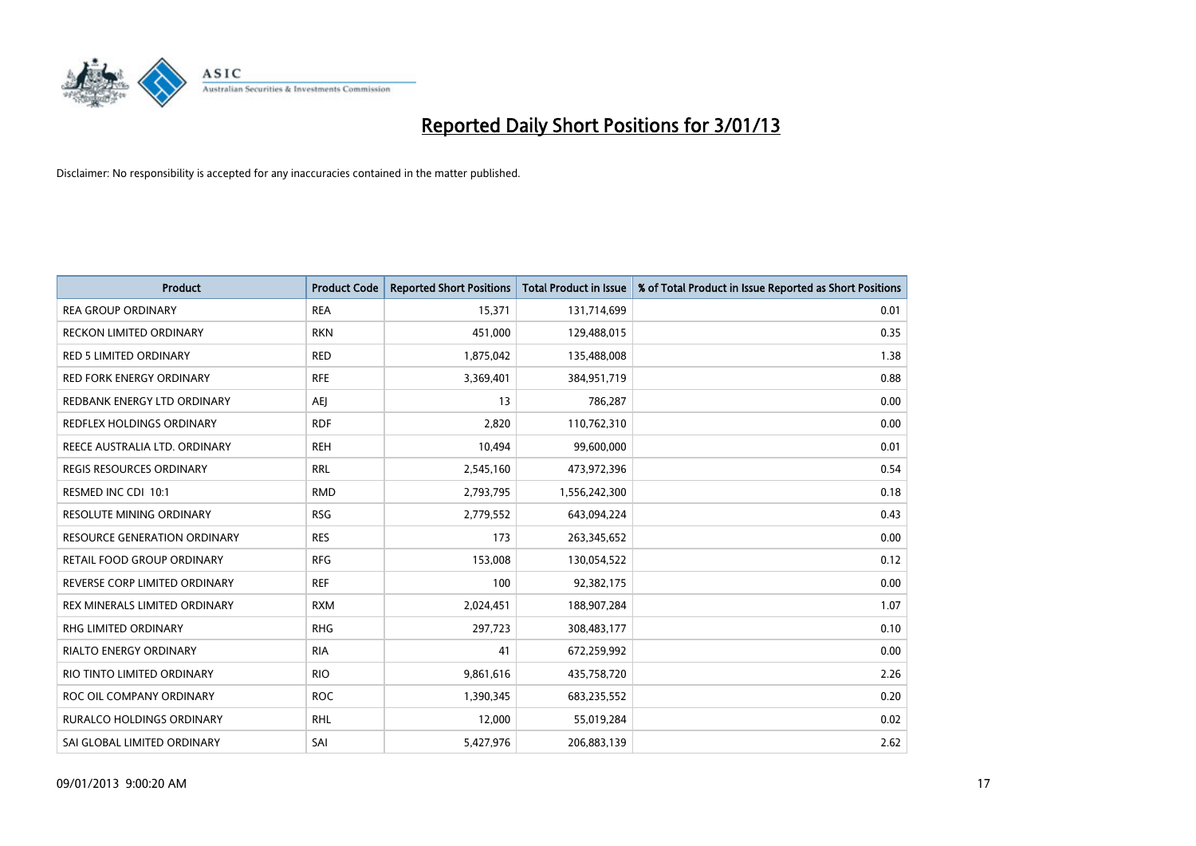# Reported Daily Short Positions for 3/01/13

Disclaimer: No responsibility is accepted for any inaccuracies contained in the matter published.

| Product | Product Code | Reported Short Positions | Total Product in Issue | % of Total Product in Issue Reported as Short Positions |
|---|---|---|---|---|
| REA GROUP ORDINARY | REA | 15,371 | 131,714,699 | 0.01 |
| RECKON LIMITED ORDINARY | RKN | 451,000 | 129,488,015 | 0.35 |
| RED 5 LIMITED ORDINARY | RED | 1,875,042 | 135,488,008 | 1.38 |
| RED FORK ENERGY ORDINARY | RFE | 3,369,401 | 384,951,719 | 0.88 |
| REDBANK ENERGY LTD ORDINARY | AEJ | 13 | 786,287 | 0.00 |
| REDFLEX HOLDINGS ORDINARY | RDF | 2,820 | 110,762,310 | 0.00 |
| REECE AUSTRALIA LTD. ORDINARY | REH | 10,494 | 99,600,000 | 0.01 |
| REGIS RESOURCES ORDINARY | RRL | 2,545,160 | 473,972,396 | 0.54 |
| RESMED INC CDI 10:1 | RMD | 2,793,795 | 1,556,242,300 | 0.18 |
| RESOLUTE MINING ORDINARY | RSG | 2,779,552 | 643,094,224 | 0.43 |
| RESOURCE GENERATION ORDINARY | RES | 173 | 263,345,652 | 0.00 |
| RETAIL FOOD GROUP ORDINARY | RFG | 153,008 | 130,054,522 | 0.12 |
| REVERSE CORP LIMITED ORDINARY | REF | 100 | 92,382,175 | 0.00 |
| REX MINERALS LIMITED ORDINARY | RXM | 2,024,451 | 188,907,284 | 1.07 |
| RHG LIMITED ORDINARY | RHG | 297,723 | 308,483,177 | 0.10 |
| RIALTO ENERGY ORDINARY | RIA | 41 | 672,259,992 | 0.00 |
| RIO TINTO LIMITED ORDINARY | RIO | 9,861,616 | 435,758,720 | 2.26 |
| ROC OIL COMPANY ORDINARY | ROC | 1,390,345 | 683,235,552 | 0.20 |
| RURALCO HOLDINGS ORDINARY | RHL | 12,000 | 55,019,284 | 0.02 |
| SAI GLOBAL LIMITED ORDINARY | SAI | 5,427,976 | 206,883,139 | 2.62 |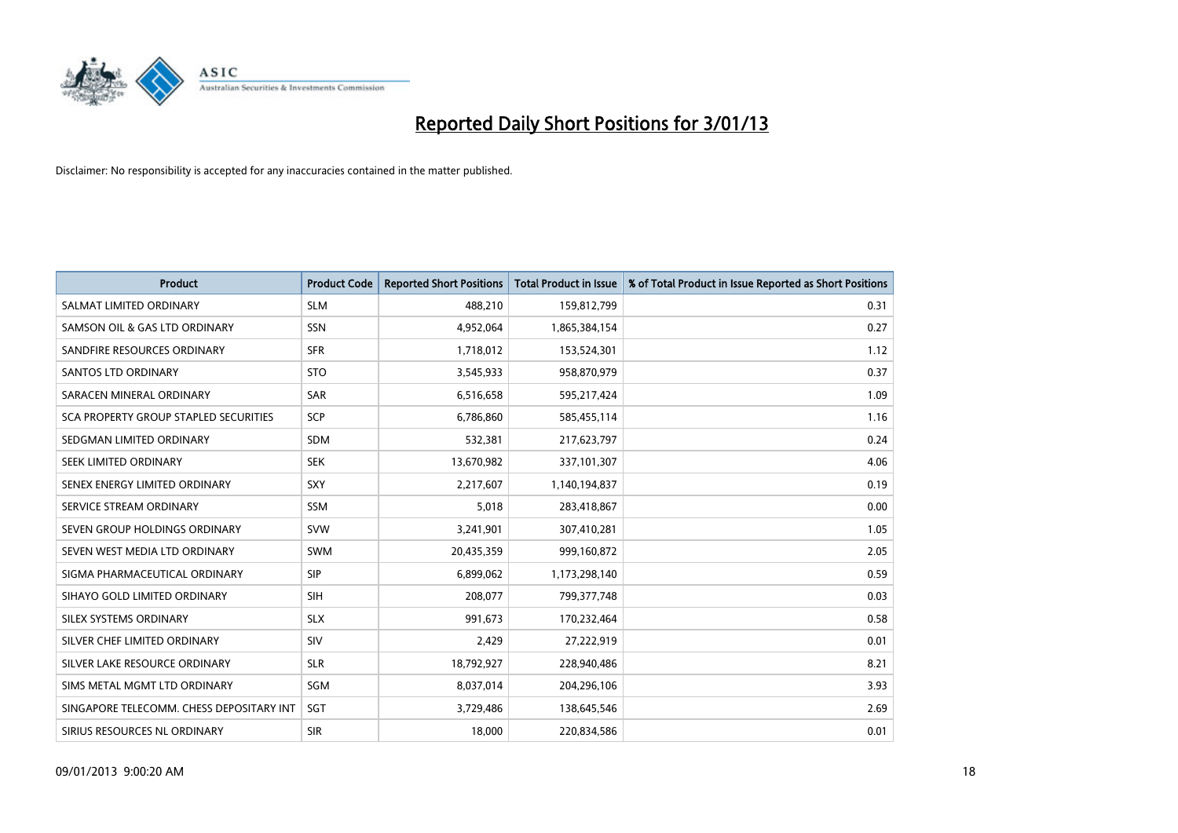# Reported Daily Short Positions for 3/01/13

Disclaimer: No responsibility is accepted for any inaccuracies contained in the matter published.

| Product | Product Code | Reported Short Positions | Total Product in Issue | % of Total Product in Issue Reported as Short Positions |
|---|---|---|---|---|
| SALMAT LIMITED ORDINARY | SLM | 488,210 | 159,812,799 | 0.31 |
| SAMSON OIL & GAS LTD ORDINARY | SSN | 4,952,064 | 1,865,384,154 | 0.27 |
| SANDFIRE RESOURCES ORDINARY | SFR | 1,718,012 | 153,524,301 | 1.12 |
| SANTOS LTD ORDINARY | STO | 3,545,933 | 958,870,979 | 0.37 |
| SARACEN MINERAL ORDINARY | SAR | 6,516,658 | 595,217,424 | 1.09 |
| SCA PROPERTY GROUP STAPLED SECURITIES | SCP | 6,786,860 | 585,455,114 | 1.16 |
| SEDGMAN LIMITED ORDINARY | SDM | 532,381 | 217,623,797 | 0.24 |
| SEEK LIMITED ORDINARY | SEK | 13,670,982 | 337,101,307 | 4.06 |
| SENEX ENERGY LIMITED ORDINARY | SXY | 2,217,607 | 1,140,194,837 | 0.19 |
| SERVICE STREAM ORDINARY | SSM | 5,018 | 283,418,867 | 0.00 |
| SEVEN GROUP HOLDINGS ORDINARY | SVW | 3,241,901 | 307,410,281 | 1.05 |
| SEVEN WEST MEDIA LTD ORDINARY | SWM | 20,435,359 | 999,160,872 | 2.05 |
| SIGMA PHARMACEUTICAL ORDINARY | SIP | 6,899,062 | 1,173,298,140 | 0.59 |
| SIHAYO GOLD LIMITED ORDINARY | SIH | 208,077 | 799,377,748 | 0.03 |
| SILEX SYSTEMS ORDINARY | SLX | 991,673 | 170,232,464 | 0.58 |
| SILVER CHEF LIMITED ORDINARY | SIV | 2,429 | 27,222,919 | 0.01 |
| SILVER LAKE RESOURCE ORDINARY | SLR | 18,792,927 | 228,940,486 | 8.21 |
| SIMS METAL MGMT LTD ORDINARY | SGM | 8,037,014 | 204,296,106 | 3.93 |
| SINGAPORE TELECOMM. CHESS DEPOSITARY INT | SGT | 3,729,486 | 138,645,546 | 2.69 |
| SIRIUS RESOURCES NL ORDINARY | SIR | 18,000 | 220,834,586 | 0.01 |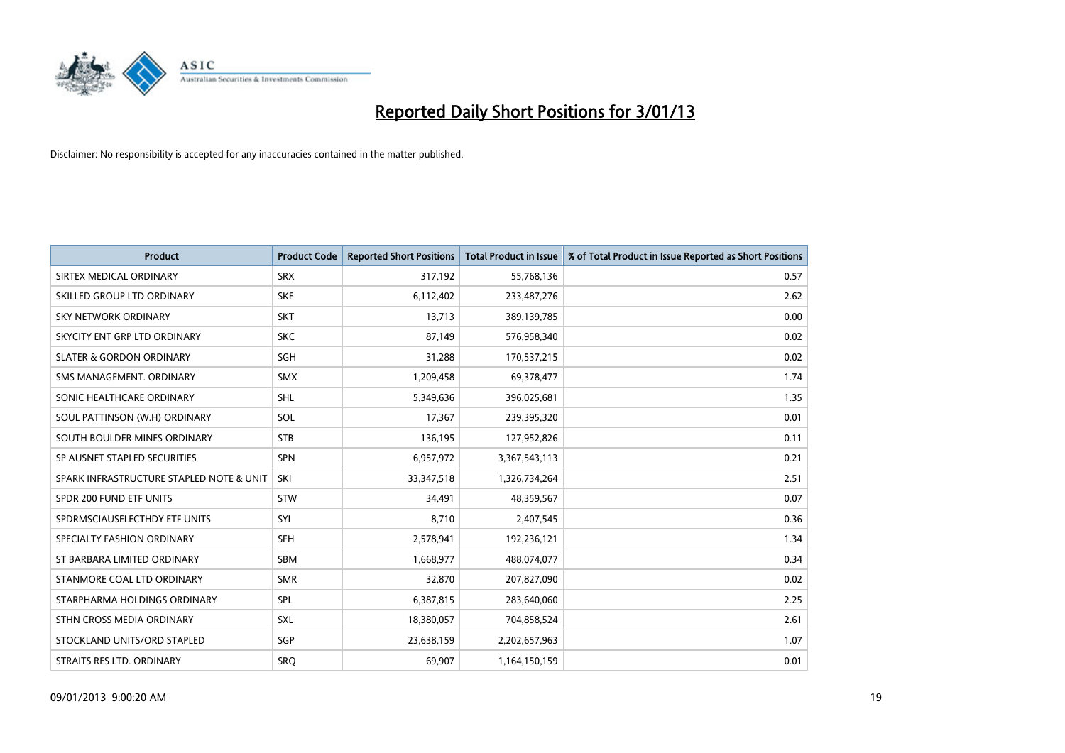# Reported Daily Short Positions for 3/01/13

Disclaimer: No responsibility is accepted for any inaccuracies contained in the matter published.

| Product | Product Code | Reported Short Positions | Total Product in Issue | % of Total Product in Issue Reported as Short Positions |
|---|---|---|---|---|
| SIRTEX MEDICAL ORDINARY | SRX | 317,192 | 55,768,136 | 0.57 |
| SKILLED GROUP LTD ORDINARY | SKE | 6,112,402 | 233,487,276 | 2.62 |
| SKY NETWORK ORDINARY | SKT | 13,713 | 389,139,785 | 0.00 |
| SKYCITY ENT GRP LTD ORDINARY | SKC | 87,149 | 576,958,340 | 0.02 |
| SLATER & GORDON ORDINARY | SGH | 31,288 | 170,537,215 | 0.02 |
| SMS MANAGEMENT. ORDINARY | SMX | 1,209,458 | 69,378,477 | 1.74 |
| SONIC HEALTHCARE ORDINARY | SHL | 5,349,636 | 396,025,681 | 1.35 |
| SOUL PATTINSON (W.H) ORDINARY | SOL | 17,367 | 239,395,320 | 0.01 |
| SOUTH BOULDER MINES ORDINARY | STB | 136,195 | 127,952,826 | 0.11 |
| SP AUSNET STAPLED SECURITIES | SPN | 6,957,972 | 3,367,543,113 | 0.21 |
| SPARK INFRASTRUCTURE STAPLED NOTE & UNIT | SKI | 33,347,518 | 1,326,734,264 | 2.51 |
| SPDR 200 FUND ETF UNITS | STW | 34,491 | 48,359,567 | 0.07 |
| SPDRMSCIAUSELECTHDY ETF UNITS | SYI | 8,710 | 2,407,545 | 0.36 |
| SPECIALTY FASHION ORDINARY | SFH | 2,578,941 | 192,236,121 | 1.34 |
| ST BARBARA LIMITED ORDINARY | SBM | 1,668,977 | 488,074,077 | 0.34 |
| STANMORE COAL LTD ORDINARY | SMR | 32,870 | 207,827,090 | 0.02 |
| STARPHARMA HOLDINGS ORDINARY | SPL | 6,387,815 | 283,640,060 | 2.25 |
| STHN CROSS MEDIA ORDINARY | SXL | 18,380,057 | 704,858,524 | 2.61 |
| STOCKLAND UNITS/ORD STAPLED | SGP | 23,638,159 | 2,202,657,963 | 1.07 |
| STRAITS RES LTD. ORDINARY | SRQ | 69,907 | 1,164,150,159 | 0.01 |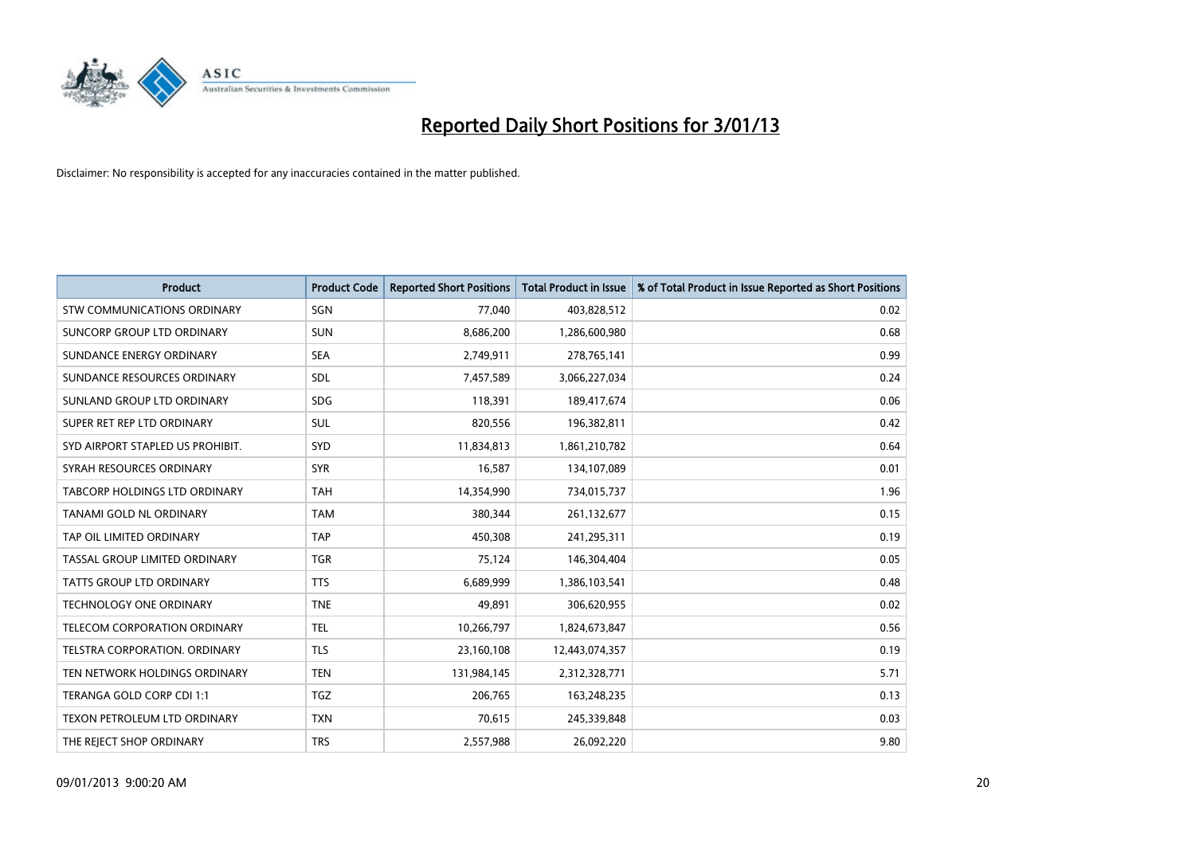# Reported Daily Short Positions for 3/01/13

Disclaimer: No responsibility is accepted for any inaccuracies contained in the matter published.

| Product | Product Code | Reported Short Positions | Total Product in Issue | % of Total Product in Issue Reported as Short Positions |
|---|---|---|---|---|
| STW COMMUNICATIONS ORDINARY | SGN | 77,040 | 403,828,512 | 0.02 |
| SUNCORP GROUP LTD ORDINARY | SUN | 8,686,200 | 1,286,600,980 | 0.68 |
| SUNDANCE ENERGY ORDINARY | SEA | 2,749,911 | 278,765,141 | 0.99 |
| SUNDANCE RESOURCES ORDINARY | SDL | 7,457,589 | 3,066,227,034 | 0.24 |
| SUNLAND GROUP LTD ORDINARY | SDG | 118,391 | 189,417,674 | 0.06 |
| SUPER RET REP LTD ORDINARY | SUL | 820,556 | 196,382,811 | 0.42 |
| SYD AIRPORT STAPLED US PROHIBIT. | SYD | 11,834,813 | 1,861,210,782 | 0.64 |
| SYRAH RESOURCES ORDINARY | SYR | 16,587 | 134,107,089 | 0.01 |
| TABCORP HOLDINGS LTD ORDINARY | TAH | 14,354,990 | 734,015,737 | 1.96 |
| TANAMI GOLD NL ORDINARY | TAM | 380,344 | 261,132,677 | 0.15 |
| TAP OIL LIMITED ORDINARY | TAP | 450,308 | 241,295,311 | 0.19 |
| TASSAL GROUP LIMITED ORDINARY | TGR | 75,124 | 146,304,404 | 0.05 |
| TATTS GROUP LTD ORDINARY | TTS | 6,689,999 | 1,386,103,541 | 0.48 |
| TECHNOLOGY ONE ORDINARY | TNE | 49,891 | 306,620,955 | 0.02 |
| TELECOM CORPORATION ORDINARY | TEL | 10,266,797 | 1,824,673,847 | 0.56 |
| TELSTRA CORPORATION. ORDINARY | TLS | 23,160,108 | 12,443,074,357 | 0.19 |
| TEN NETWORK HOLDINGS ORDINARY | TEN | 131,984,145 | 2,312,328,771 | 5.71 |
| TERANGA GOLD CORP CDI 1:1 | TGZ | 206,765 | 163,248,235 | 0.13 |
| TEXON PETROLEUM LTD ORDINARY | TXN | 70,615 | 245,339,848 | 0.03 |
| THE REJECT SHOP ORDINARY | TRS | 2,557,988 | 26,092,220 | 9.80 |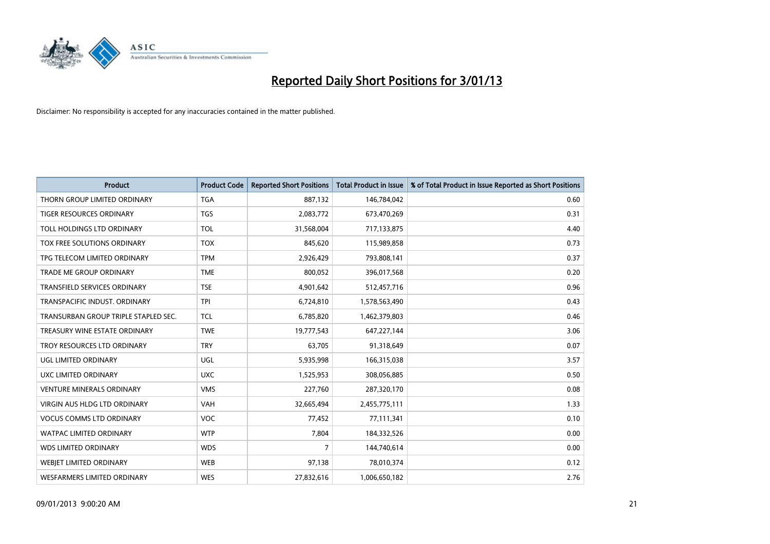# Reported Daily Short Positions for 3/01/13

Disclaimer: No responsibility is accepted for any inaccuracies contained in the matter published.

| Product | Product Code | Reported Short Positions | Total Product in Issue | % of Total Product in Issue Reported as Short Positions |
|---|---|---|---|---|
| THORN GROUP LIMITED ORDINARY | TGA | 887,132 | 146,784,042 | 0.60 |
| TIGER RESOURCES ORDINARY | TGS | 2,083,772 | 673,470,269 | 0.31 |
| TOLL HOLDINGS LTD ORDINARY | TOL | 31,568,004 | 717,133,875 | 4.40 |
| TOX FREE SOLUTIONS ORDINARY | TOX | 845,620 | 115,989,858 | 0.73 |
| TPG TELECOM LIMITED ORDINARY | TPM | 2,926,429 | 793,808,141 | 0.37 |
| TRADE ME GROUP ORDINARY | TME | 800,052 | 396,017,568 | 0.20 |
| TRANSFIELD SERVICES ORDINARY | TSE | 4,901,642 | 512,457,716 | 0.96 |
| TRANSPACIFIC INDUST. ORDINARY | TPI | 6,724,810 | 1,578,563,490 | 0.43 |
| TRANSURBAN GROUP TRIPLE STAPLED SEC. | TCL | 6,785,820 | 1,462,379,803 | 0.46 |
| TREASURY WINE ESTATE ORDINARY | TWE | 19,777,543 | 647,227,144 | 3.06 |
| TROY RESOURCES LTD ORDINARY | TRY | 63,705 | 91,318,649 | 0.07 |
| UGL LIMITED ORDINARY | UGL | 5,935,998 | 166,315,038 | 3.57 |
| UXC LIMITED ORDINARY | UXC | 1,525,953 | 308,056,885 | 0.50 |
| VENTURE MINERALS ORDINARY | VMS | 227,760 | 287,320,170 | 0.08 |
| VIRGIN AUS HLDG LTD ORDINARY | VAH | 32,665,494 | 2,455,775,111 | 1.33 |
| VOCUS COMMS LTD ORDINARY | VOC | 77,452 | 77,111,341 | 0.10 |
| WATPAC LIMITED ORDINARY | WTP | 7,804 | 184,332,526 | 0.00 |
| WDS LIMITED ORDINARY | WDS | 7 | 144,740,614 | 0.00 |
| WEBJET LIMITED ORDINARY | WEB | 97,138 | 78,010,374 | 0.12 |
| WESFARMERS LIMITED ORDINARY | WES | 27,832,616 | 1,006,650,182 | 2.76 |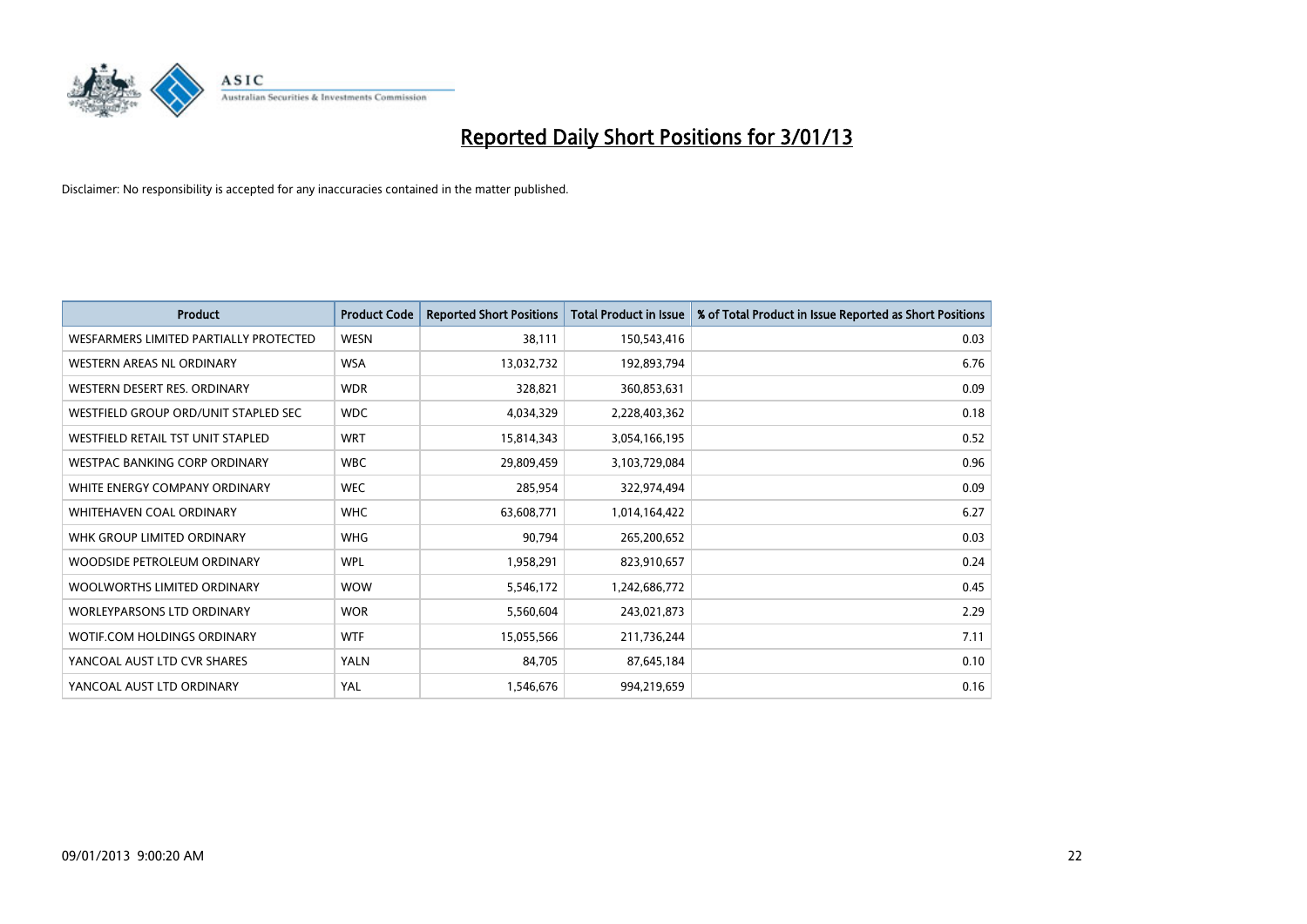# Reported Daily Short Positions for 3/01/13

Disclaimer: No responsibility is accepted for any inaccuracies contained in the matter published.

| Product | Product Code | Reported Short Positions | Total Product in Issue | % of Total Product in Issue Reported as Short Positions |
|---|---|---|---|---|
| WESFARMERS LIMITED PARTIALLY PROTECTED | WESN | 38,111 | 150,543,416 | 0.03 |
| WESTERN AREAS NL ORDINARY | WSA | 13,032,732 | 192,893,794 | 6.76 |
| WESTERN DESERT RES. ORDINARY | WDR | 328,821 | 360,853,631 | 0.09 |
| WESTFIELD GROUP ORD/UNIT STAPLED SEC | WDC | 4,034,329 | 2,228,403,362 | 0.18 |
| WESTFIELD RETAIL TST UNIT STAPLED | WRT | 15,814,343 | 3,054,166,195 | 0.52 |
| WESTPAC BANKING CORP ORDINARY | WBC | 29,809,459 | 3,103,729,084 | 0.96 |
| WHITE ENERGY COMPANY ORDINARY | WEC | 285,954 | 322,974,494 | 0.09 |
| WHITEHAVEN COAL ORDINARY | WHC | 63,608,771 | 1,014,164,422 | 6.27 |
| WHK GROUP LIMITED ORDINARY | WHG | 90,794 | 265,200,652 | 0.03 |
| WOODSIDE PETROLEUM ORDINARY | WPL | 1,958,291 | 823,910,657 | 0.24 |
| WOOLWORTHS LIMITED ORDINARY | WOW | 5,546,172 | 1,242,686,772 | 0.45 |
| WORLEYPARSONS LTD ORDINARY | WOR | 5,560,604 | 243,021,873 | 2.29 |
| WOTIF.COM HOLDINGS ORDINARY | WTF | 15,055,566 | 211,736,244 | 7.11 |
| YANCOAL AUST LTD CVR SHARES | YALN | 84,705 | 87,645,184 | 0.10 |
| YANCOAL AUST LTD ORDINARY | YAL | 1,546,676 | 994,219,659 | 0.16 |